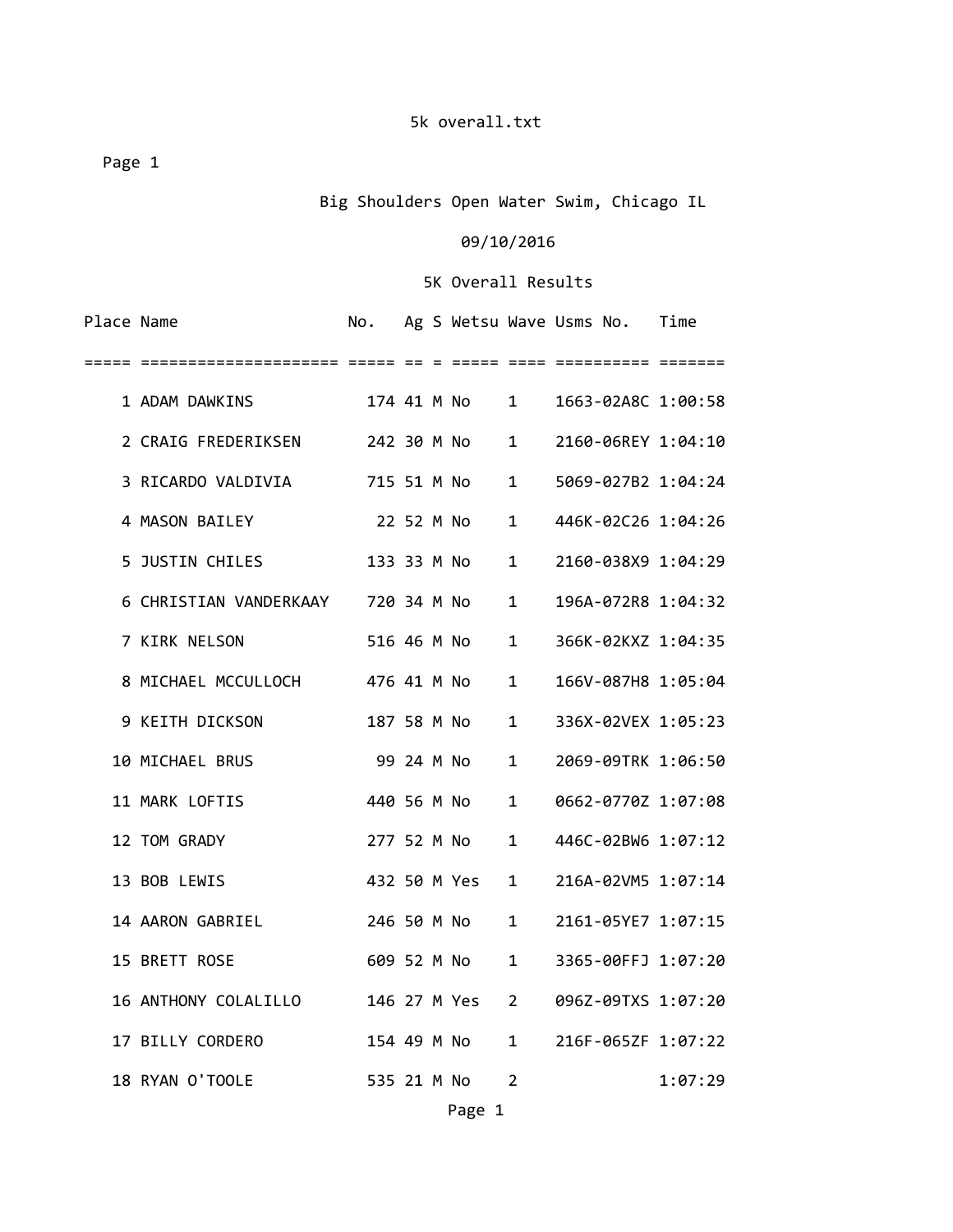5k overall.txt

Page 1

# Big Shoulders Open Water Swim, Chicago IL

## 09/10/2016

## 5K Overall Results

| Place | Name | No. | Ag | S | Wetsu | Wave | Usms No. | Time |
|---|---|---|---|---|---|---|---|---|
| 1 | ADAM DAWKINS | 174 | 41 | M | No | 1 | 1663-02A8C | 1:00:58 |
| 2 | CRAIG FREDERIKSEN | 242 | 30 | M | No | 1 | 2160-06REY | 1:04:10 |
| 3 | RICARDO VALDIVIA | 715 | 51 | M | No | 1 | 5069-027B2 | 1:04:24 |
| 4 | MASON BAILEY | 22 | 52 | M | No | 1 | 446K-02C26 | 1:04:26 |
| 5 | JUSTIN CHILES | 133 | 33 | M | No | 1 | 2160-038X9 | 1:04:29 |
| 6 | CHRISTIAN VANDERKAAY | 720 | 34 | M | No | 1 | 196A-072R8 | 1:04:32 |
| 7 | KIRK NELSON | 516 | 46 | M | No | 1 | 366K-02KXZ | 1:04:35 |
| 8 | MICHAEL MCCULLOCH | 476 | 41 | M | No | 1 | 166V-087H8 | 1:05:04 |
| 9 | KEITH DICKSON | 187 | 58 | M | No | 1 | 336X-02VEX | 1:05:23 |
| 10 | MICHAEL BRUS | 99 | 24 | M | No | 1 | 2069-09TRK | 1:06:50 |
| 11 | MARK LOFTIS | 440 | 56 | M | No | 1 | 0662-0770Z | 1:07:08 |
| 12 | TOM GRADY | 277 | 52 | M | No | 1 | 446C-02BW6 | 1:07:12 |
| 13 | BOB LEWIS | 432 | 50 | M | Yes | 1 | 216A-02VM5 | 1:07:14 |
| 14 | AARON GABRIEL | 246 | 50 | M | No | 1 | 2161-05YE7 | 1:07:15 |
| 15 | BRETT ROSE | 609 | 52 | M | No | 1 | 3365-00FFJ | 1:07:20 |
| 16 | ANTHONY COLALILLO | 146 | 27 | M | Yes | 2 | 096Z-09TXS | 1:07:20 |
| 17 | BILLY CORDERO | 154 | 49 | M | No | 1 | 216F-065ZF | 1:07:22 |
| 18 | RYAN O'TOOLE | 535 | 21 | M | No | 2 | | 1:07:29 |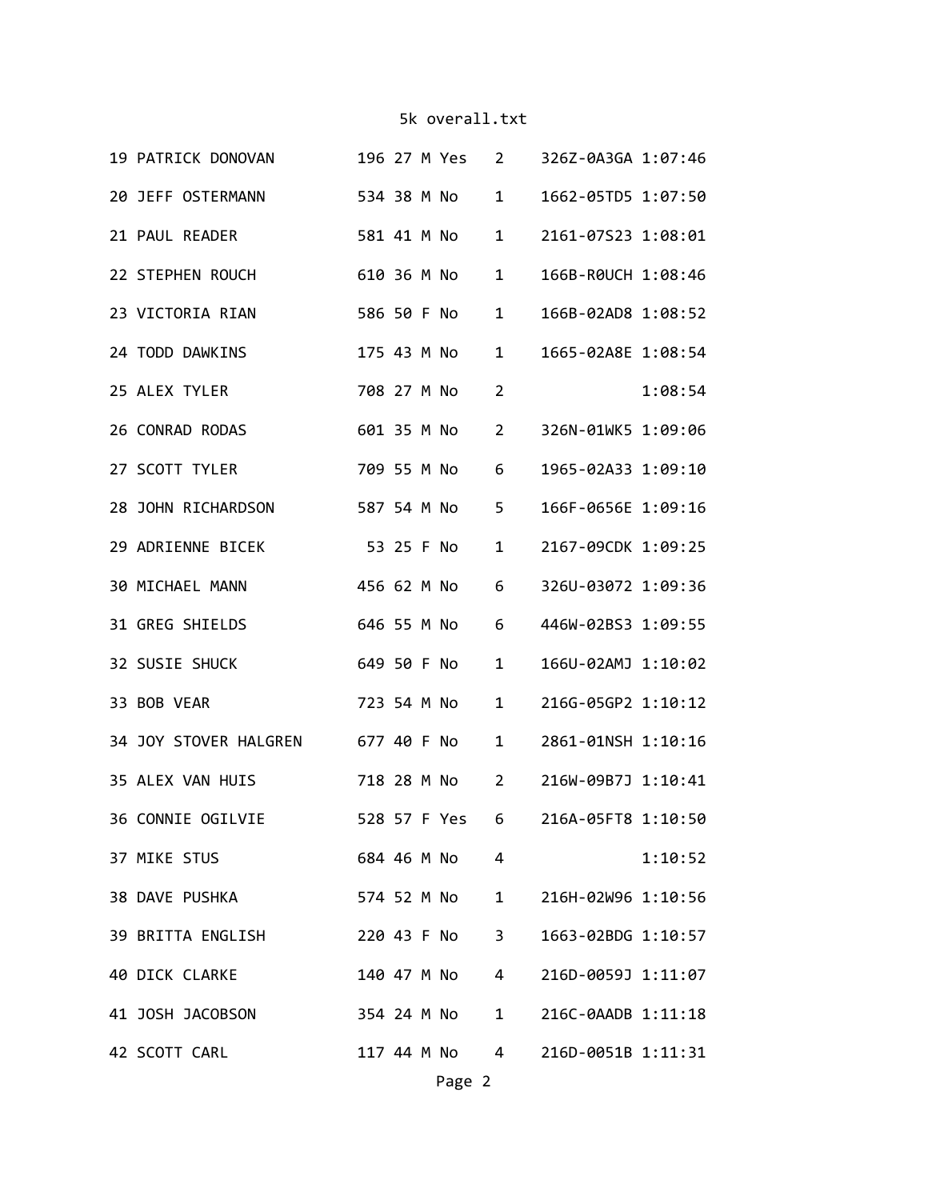```
19 PATRICK DONOVAN        196 27 M Yes   2    326Z-0A3GA 1:07:46
20 JEFF OSTERMANN         534 38 M No    1    1662-05TD5 1:07:50
21 PAUL READER            581 41 M No    1    2161-07S23 1:08:01
22 STEPHEN ROUCH          610 36 M No    1    166B-R0UCH 1:08:46
23 VICTORIA RIAN          586 50 F No    1    166B-02AD8 1:08:52
24 TODD DAWKINS           175 43 M No    1    1665-02A8E 1:08:54
25 ALEX TYLER             708 27 M No    2               1:08:54
26 CONRAD RODAS           601 35 M No    2    326N-01WK5 1:09:06
27 SCOTT TYLER            709 55 M No    6    1965-02A33 1:09:10
28 JOHN RICHARDSON        587 54 M No    5    166F-0656E 1:09:16
29 ADRIENNE BICEK          53 25 F No    1    2167-09CDK 1:09:25
30 MICHAEL MANN           456 62 M No    6    326U-03072 1:09:36
31 GREG SHIELDS           646 55 M No    6    446W-02BS3 1:09:55
32 SUSIE SHUCK            649 50 F No    1    166U-02AMJ 1:10:02
33 BOB VEAR               723 54 M No    1    216G-05GP2 1:10:12
34 JOY STOVER HALGREN     677 40 F No    1    2861-01NSH 1:10:16
35 ALEX VAN HUIS          718 28 M No    2    216W-09B7J 1:10:41
36 CONNIE OGILVIE         528 57 F Yes   6    216A-05FT8 1:10:50
37 MIKE STUS              684 46 M No    4               1:10:52
38 DAVE PUSHKA            574 52 M No    1    216H-02W96 1:10:56
39 BRITTA ENGLISH         220 43 F No    3    1663-02BDG 1:10:57
40 DICK CLARKE            140 47 M No    4    216D-0059J 1:11:07
41 JOSH JACOBSON          354 24 M No    1    216C-0AADB 1:11:18
42 SCOTT CARL             117 44 M No    4    216D-0051B 1:11:31
```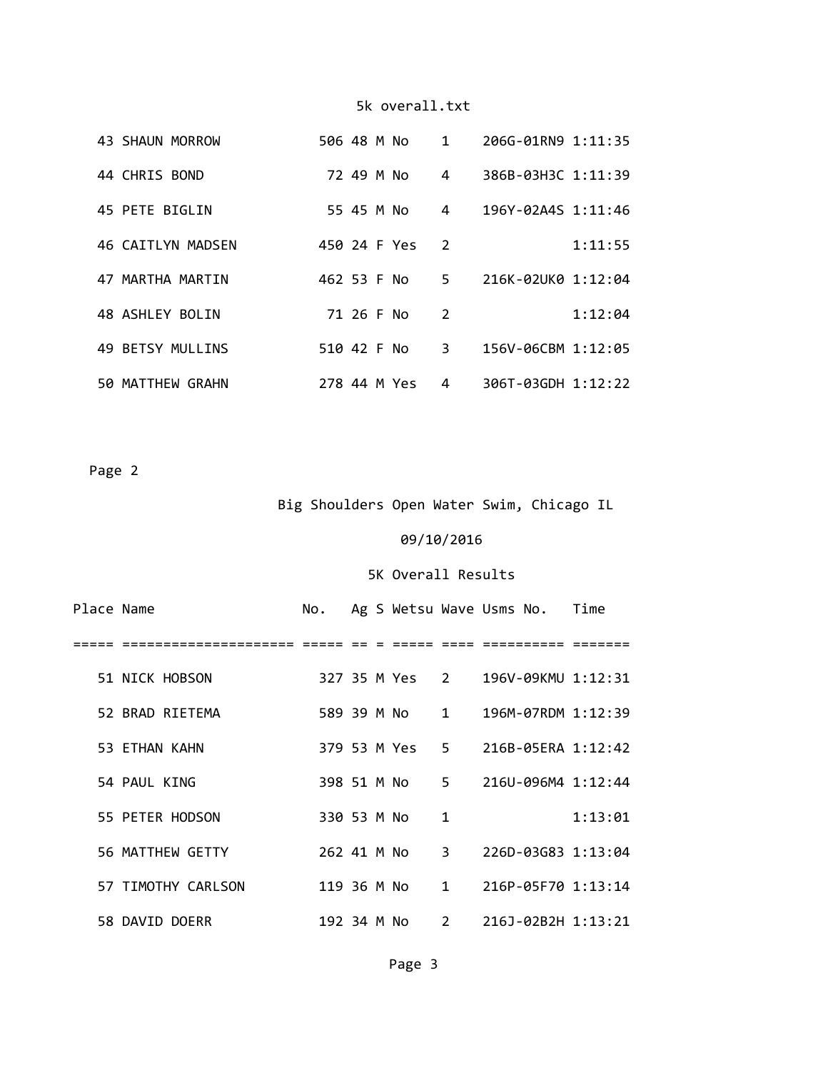| Place | Name | No. | Ag | S | Wetsu | Wave | Usms No. | Time |
|---|---|---|---|---|---|---|---|---|
| 43 | SHAUN MORROW | 506 | 48 | M | No | 1 | 206G-01RN9 | 1:11:35 |
| 44 | CHRIS BOND | 72 | 49 | M | No | 4 | 386B-03H3C | 1:11:39 |
| 45 | PETE BIGLIN | 55 | 45 | M | No | 4 | 196Y-02A4S | 1:11:46 |
| 46 | CAITLYN MADSEN | 450 | 24 | F | Yes | 2 | | 1:11:55 |
| 47 | MARTHA MARTIN | 462 | 53 | F | No | 5 | 216K-02UK0 | 1:12:04 |
| 48 | ASHLEY BOLIN | 71 | 26 | F | No | 2 | | 1:12:04 |
| 49 | BETSY MULLINS | 510 | 42 | F | No | 3 | 156V-06CBM | 1:12:05 |
| 50 | MATTHEW GRAHN | 278 | 44 | M | Yes | 4 | 306T-03GDH | 1:12:22 |

Big Shoulders Open Water Swim, Chicago IL

09/10/2016

5K Overall Results

| Place | Name | No. | Ag | S | Wetsu | Wave | Usms No. | Time |
|---|---|---|---|---|---|---|---|---|
| 51 | NICK HOBSON | 327 | 35 | M | Yes | 2 | 196V-09KMU | 1:12:31 |
| 52 | BRAD RIETEMA | 589 | 39 | M | No | 1 | 196M-07RDM | 1:12:39 |
| 53 | ETHAN KAHN | 379 | 53 | M | Yes | 5 | 216B-05ERA | 1:12:42 |
| 54 | PAUL KING | 398 | 51 | M | No | 5 | 216U-096M4 | 1:12:44 |
| 55 | PETER HODSON | 330 | 53 | M | No | 1 | | 1:13:01 |
| 56 | MATTHEW GETTY | 262 | 41 | M | No | 3 | 226D-03G83 | 1:13:04 |
| 57 | TIMOTHY CARLSON | 119 | 36 | M | No | 1 | 216P-05F70 | 1:13:14 |
| 58 | DAVID DOERR | 192 | 34 | M | No | 2 | 216J-02B2H | 1:13:21 |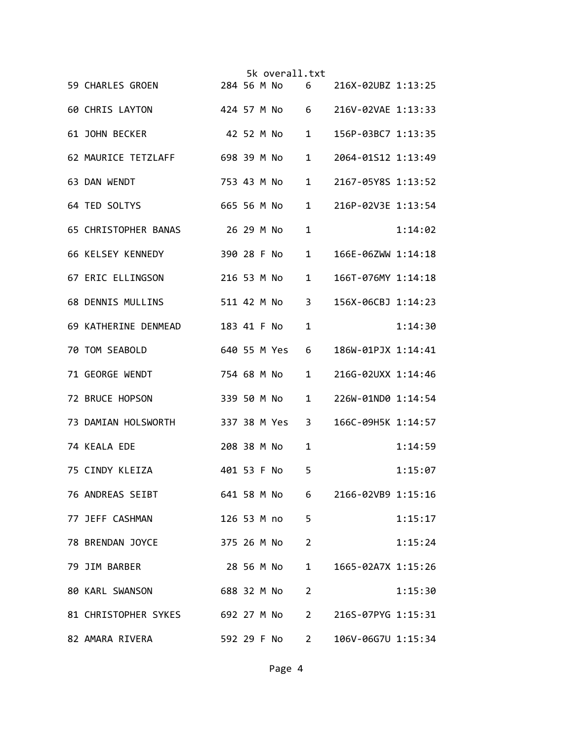| Place | Name | Bib | Age | Sex | Member | Group | Chip | Time |
|---|---|---|---|---|---|---|---|---|
| 59 | CHARLES GROEN | 284 | 56 | M | No | 6 | 216X-02UBZ | 1:13:25 |
| 60 | CHRIS LAYTON | 424 | 57 | M | No | 6 | 216V-02VAE | 1:13:33 |
| 61 | JOHN BECKER | 42 | 52 | M | No | 1 | 156P-03BC7 | 1:13:35 |
| 62 | MAURICE TETZLAFF | 698 | 39 | M | No | 1 | 2064-01S12 | 1:13:49 |
| 63 | DAN WENDT | 753 | 43 | M | No | 1 | 2167-05Y8S | 1:13:52 |
| 64 | TED SOLTYS | 665 | 56 | M | No | 1 | 216P-02V3E | 1:13:54 |
| 65 | CHRISTOPHER BANAS | 26 | 29 | M | No | 1 | | 1:14:02 |
| 66 | KELSEY KENNEDY | 390 | 28 | F | No | 1 | 166E-06ZWW | 1:14:18 |
| 67 | ERIC ELLINGSON | 216 | 53 | M | No | 1 | 166T-076MY | 1:14:18 |
| 68 | DENNIS MULLINS | 511 | 42 | M | No | 3 | 156X-06CBJ | 1:14:23 |
| 69 | KATHERINE DENMEAD | 183 | 41 | F | No | 1 | | 1:14:30 |
| 70 | TOM SEABOLD | 640 | 55 | M | Yes | 6 | 186W-01PJX | 1:14:41 |
| 71 | GEORGE WENDT | 754 | 68 | M | No | 1 | 216G-02UXX | 1:14:46 |
| 72 | BRUCE HOPSON | 339 | 50 | M | No | 1 | 226W-01ND0 | 1:14:54 |
| 73 | DAMIAN HOLSWORTH | 337 | 38 | M | Yes | 3 | 166C-09H5K | 1:14:57 |
| 74 | KEALA EDE | 208 | 38 | M | No | 1 | | 1:14:59 |
| 75 | CINDY KLEIZA | 401 | 53 | F | No | 5 | | 1:15:07 |
| 76 | ANDREAS SEIBT | 641 | 58 | M | No | 6 | 2166-02VB9 | 1:15:16 |
| 77 | JEFF CASHMAN | 126 | 53 | M | no | 5 | | 1:15:17 |
| 78 | BRENDAN JOYCE | 375 | 26 | M | No | 2 | | 1:15:24 |
| 79 | JIM BARBER | 28 | 56 | M | No | 1 | 1665-02A7X | 1:15:26 |
| 80 | KARL SWANSON | 688 | 32 | M | No | 2 | | 1:15:30 |
| 81 | CHRISTOPHER SYKES | 692 | 27 | M | No | 2 | 216S-07PYG | 1:15:31 |
| 82 | AMARA RIVERA | 592 | 29 | F | No | 2 | 106V-06G7U | 1:15:34 |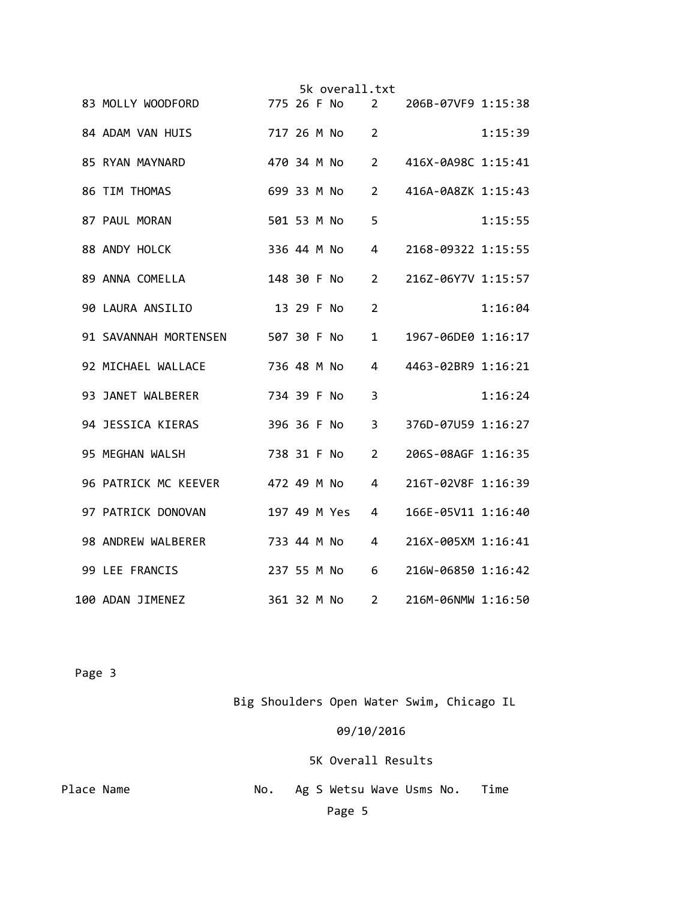| Place | Name | No. | Ag | S | Wetsu | Wave | Usms No. | Time |
|---|---|---|---|---|---|---|---|---|
| 83 | MOLLY WOODFORD | 775 | 26 | F | No | 2 | 206B-07VF9 | 1:15:38 |
| 84 | ADAM VAN HUIS | 717 | 26 | M | No | 2 | | 1:15:39 |
| 85 | RYAN MAYNARD | 470 | 34 | M | No | 2 | 416X-0A98C | 1:15:41 |
| 86 | TIM THOMAS | 699 | 33 | M | No | 2 | 416A-0A8ZK | 1:15:43 |
| 87 | PAUL MORAN | 501 | 53 | M | No | 5 | | 1:15:55 |
| 88 | ANDY HOLCK | 336 | 44 | M | No | 4 | 2168-09322 | 1:15:55 |
| 89 | ANNA COMELLA | 148 | 30 | F | No | 2 | 216Z-06Y7V | 1:15:57 |
| 90 | LAURA ANSILIO | 13 | 29 | F | No | 2 | | 1:16:04 |
| 91 | SAVANNAH MORTENSEN | 507 | 30 | F | No | 1 | 1967-06DE0 | 1:16:17 |
| 92 | MICHAEL WALLACE | 736 | 48 | M | No | 4 | 4463-02BR9 | 1:16:21 |
| 93 | JANET WALBERER | 734 | 39 | F | No | 3 | | 1:16:24 |
| 94 | JESSICA KIERAS | 396 | 36 | F | No | 3 | 376D-07U59 | 1:16:27 |
| 95 | MEGHAN WALSH | 738 | 31 | F | No | 2 | 206S-08AGF | 1:16:35 |
| 96 | PATRICK MC KEEVER | 472 | 49 | M | No | 4 | 216T-02V8F | 1:16:39 |
| 97 | PATRICK DONOVAN | 197 | 49 | M | Yes | 4 | 166E-05V11 | 1:16:40 |
| 98 | ANDREW WALBERER | 733 | 44 | M | No | 4 | 216X-005XM | 1:16:41 |
| 99 | LEE FRANCIS | 237 | 55 | M | No | 6 | 216W-06850 | 1:16:42 |
| 100 | ADAN JIMENEZ | 361 | 32 | M | No | 2 | 216M-06NMW | 1:16:50 |

Big Shoulders Open Water Swim, Chicago IL

09/10/2016

5K Overall Results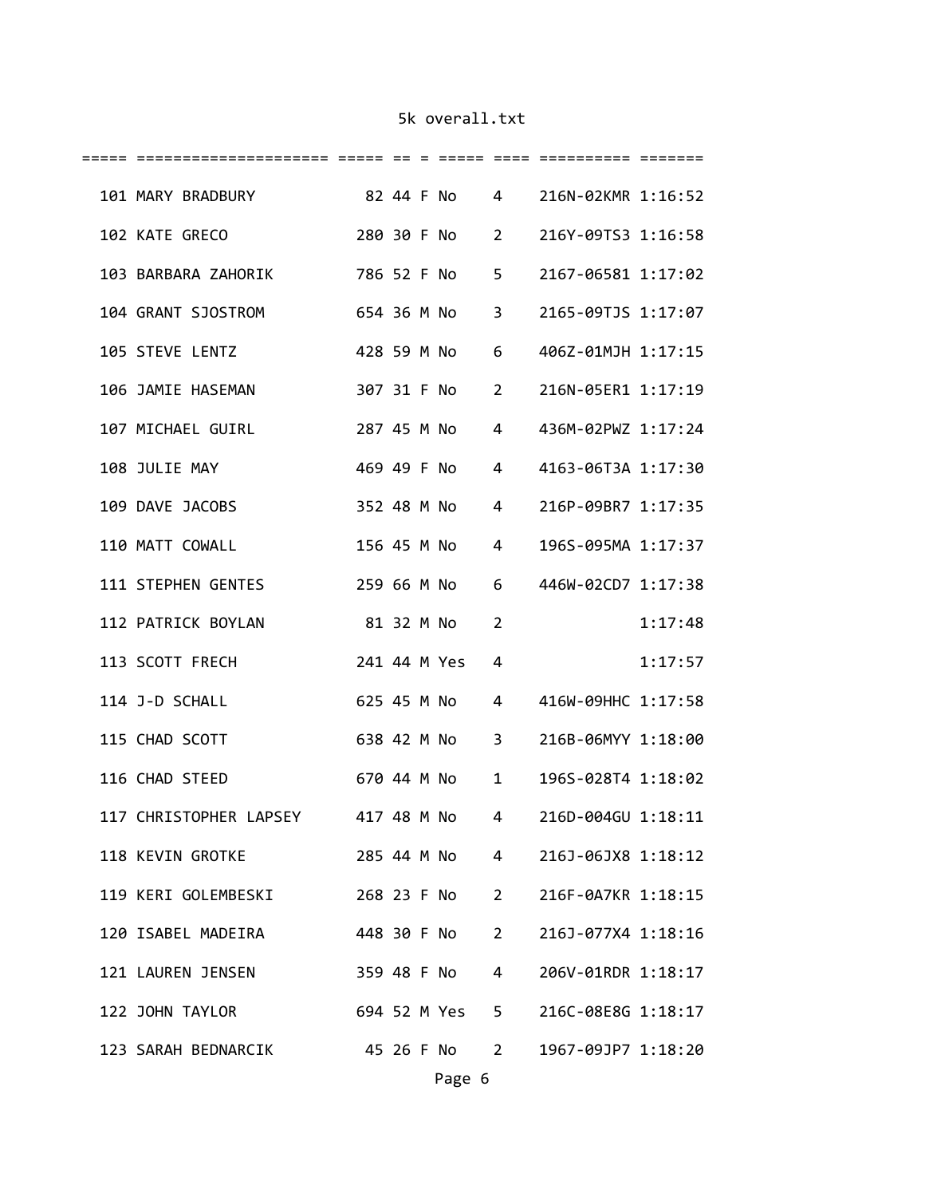5k overall.txt

```
===== ==================== ===== == = ===== ==== ========== =======
  101 MARY BRADBURY            82 44 F No    4    216N-02KMR 1:16:52
  102 KATE GRECO              280 30 F No    2    216Y-09TS3 1:16:58
  103 BARBARA ZAHORIK         786 52 F No    5    2167-06581 1:17:02
  104 GRANT SJOSTROM          654 36 M No    3    2165-09TJS 1:17:07
  105 STEVE LENTZ             428 59 M No    6    406Z-01MJH 1:17:15
  106 JAMIE HASEMAN           307 31 F No    2    216N-05ER1 1:17:19
  107 MICHAEL GUIRL           287 45 M No    4    436M-02PWZ 1:17:24
  108 JULIE MAY               469 49 F No    4    4163-06T3A 1:17:30
  109 DAVE JACOBS             352 48 M No    4    216P-09BR7 1:17:35
  110 MATT COWALL             156 45 M No    4    196S-095MA 1:17:37
  111 STEPHEN GENTES          259 66 M No    6    446W-02CD7 1:17:38
  112 PATRICK BOYLAN           81 32 M No    2               1:17:48
  113 SCOTT FRECH             241 44 M Yes   4               1:17:57
  114 J-D SCHALL              625 45 M No    4    416W-09HHC 1:17:58
  115 CHAD SCOTT              638 42 M No    3    216B-06MYY 1:18:00
  116 CHAD STEED              670 44 M No    1    196S-028T4 1:18:02
  117 CHRISTOPHER LAPSEY      417 48 M No    4    216D-004GU 1:18:11
  118 KEVIN GROTKE            285 44 M No    4    216J-06JX8 1:18:12
  119 KERI GOLEMBESKI         268 23 F No    2    216F-0A7KR 1:18:15
  120 ISABEL MADEIRA          448 30 F No    2    216J-077X4 1:18:16
  121 LAUREN JENSEN           359 48 F No    4    206V-01RDR 1:18:17
  122 JOHN TAYLOR             694 52 M Yes   5    216C-08E8G 1:18:17
  123 SARAH BEDNARCIK          45 26 F No    2    1967-09JP7 1:18:20
```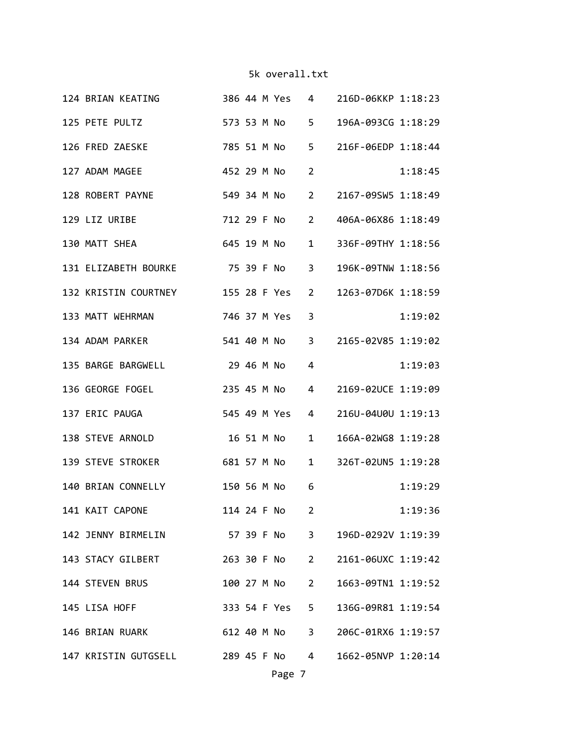| | | | | | | | | |
|---|---|---|---|---|---|---|---|---|
| 124 | BRIAN KEATING | 386 | 44 | M | Yes | 4 | 216D-06KKP | 1:18:23 |
| 125 | PETE PULTZ | 573 | 53 | M | No | 5 | 196A-093CG | 1:18:29 |
| 126 | FRED ZAESKE | 785 | 51 | M | No | 5 | 216F-06EDP | 1:18:44 |
| 127 | ADAM MAGEE | 452 | 29 | M | No | 2 | | 1:18:45 |
| 128 | ROBERT PAYNE | 549 | 34 | M | No | 2 | 2167-09SW5 | 1:18:49 |
| 129 | LIZ URIBE | 712 | 29 | F | No | 2 | 406A-06X86 | 1:18:49 |
| 130 | MATT SHEA | 645 | 19 | M | No | 1 | 336F-09THY | 1:18:56 |
| 131 | ELIZABETH BOURKE | 75 | 39 | F | No | 3 | 196K-09TNW | 1:18:56 |
| 132 | KRISTIN COURTNEY | 155 | 28 | F | Yes | 2 | 1263-07D6K | 1:18:59 |
| 133 | MATT WEHRMAN | 746 | 37 | M | Yes | 3 | | 1:19:02 |
| 134 | ADAM PARKER | 541 | 40 | M | No | 3 | 2165-02V85 | 1:19:02 |
| 135 | BARGE BARGWELL | 29 | 46 | M | No | 4 | | 1:19:03 |
| 136 | GEORGE FOGEL | 235 | 45 | M | No | 4 | 2169-02UCE | 1:19:09 |
| 137 | ERIC PAUGA | 545 | 49 | M | Yes | 4 | 216U-04U0U | 1:19:13 |
| 138 | STEVE ARNOLD | 16 | 51 | M | No | 1 | 166A-02WG8 | 1:19:28 |
| 139 | STEVE STROKER | 681 | 57 | M | No | 1 | 326T-02UN5 | 1:19:28 |
| 140 | BRIAN CONNELLY | 150 | 56 | M | No | 6 | | 1:19:29 |
| 141 | KAIT CAPONE | 114 | 24 | F | No | 2 | | 1:19:36 |
| 142 | JENNY BIRMELIN | 57 | 39 | F | No | 3 | 196D-0292V | 1:19:39 |
| 143 | STACY GILBERT | 263 | 30 | F | No | 2 | 2161-06UXC | 1:19:42 |
| 144 | STEVEN BRUS | 100 | 27 | M | No | 2 | 1663-09TN1 | 1:19:52 |
| 145 | LISA HOFF | 333 | 54 | F | Yes | 5 | 136G-09R81 | 1:19:54 |
| 146 | BRIAN RUARK | 612 | 40 | M | No | 3 | 206C-01RX6 | 1:19:57 |
| 147 | KRISTIN GUTGSELL | 289 | 45 | F | No | 4 | 1662-05NVP | 1:20:14 |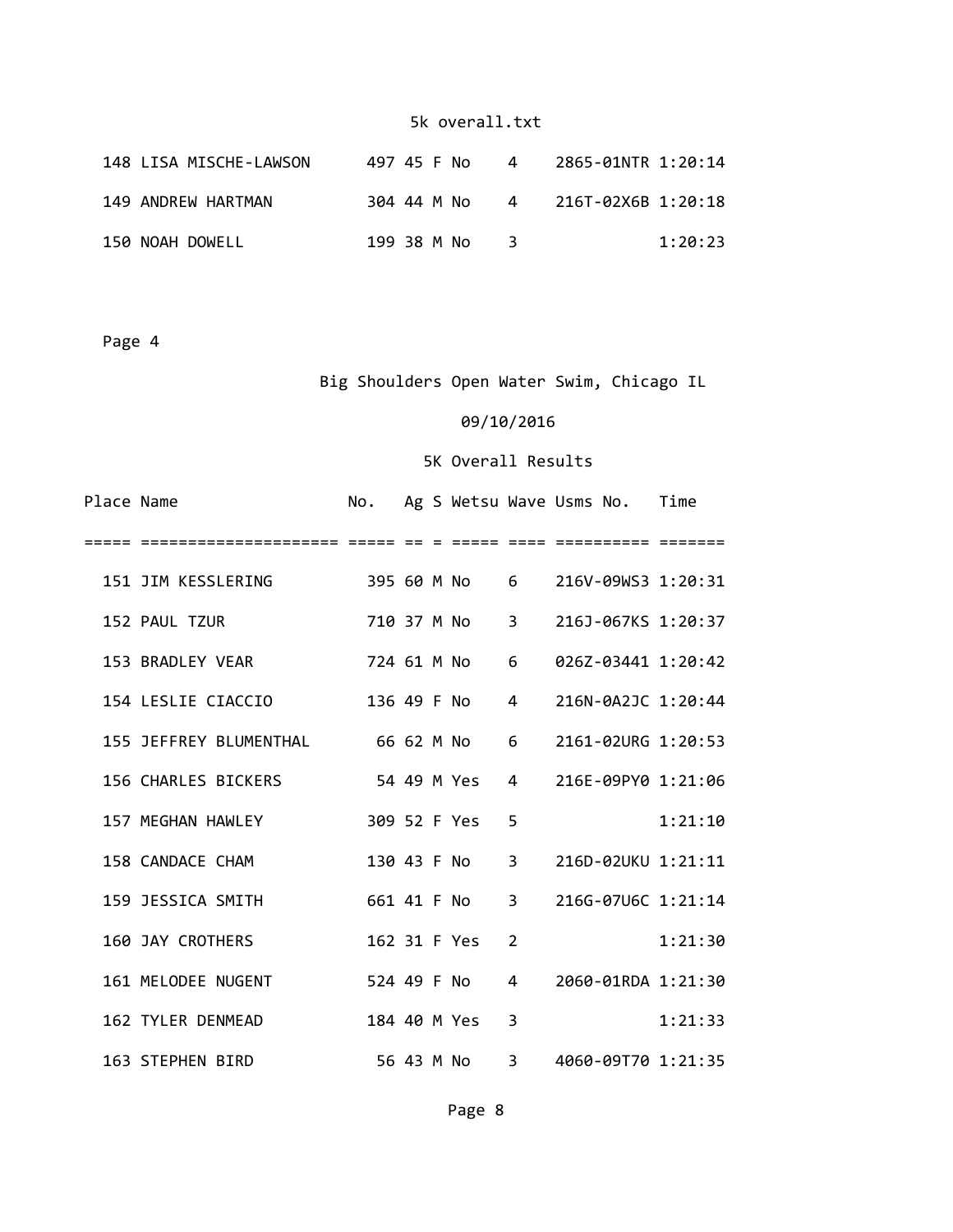| Place | Name | No. | Ag | S | Wetsu | Wave | Usms No. | Time |
|---|---|---|---|---|---|---|---|---|
| 148 | LISA MISCHE-LAWSON | 497 | 45 | F | No | 4 | 2865-01NTR | 1:20:14 |
| 149 | ANDREW HARTMAN | 304 | 44 | M | No | 4 | 216T-02X6B | 1:20:18 |
| 150 | NOAH DOWELL | 199 | 38 | M | No | 3 | | 1:20:23 |

Page 4

Big Shoulders Open Water Swim, Chicago IL

09/10/2016

5K Overall Results

| Place | Name | No. | Ag | S | Wetsu | Wave | Usms No. | Time |
|---|---|---|---|---|---|---|---|---|
| 151 | JIM KESSLERING | 395 | 60 | M | No | 6 | 216V-09WS3 | 1:20:31 |
| 152 | PAUL TZUR | 710 | 37 | M | No | 3 | 216J-067KS | 1:20:37 |
| 153 | BRADLEY VEAR | 724 | 61 | M | No | 6 | 026Z-03441 | 1:20:42 |
| 154 | LESLIE CIACCIO | 136 | 49 | F | No | 4 | 216N-0A2JC | 1:20:44 |
| 155 | JEFFREY BLUMENTHAL | 66 | 62 | M | No | 6 | 2161-02URG | 1:20:53 |
| 156 | CHARLES BICKERS | 54 | 49 | M | Yes | 4 | 216E-09PY0 | 1:21:06 |
| 157 | MEGHAN HAWLEY | 309 | 52 | F | Yes | 5 | | 1:21:10 |
| 158 | CANDACE CHAM | 130 | 43 | F | No | 3 | 216D-02UKU | 1:21:11 |
| 159 | JESSICA SMITH | 661 | 41 | F | No | 3 | 216G-07U6C | 1:21:14 |
| 160 | JAY CROTHERS | 162 | 31 | F | Yes | 2 | | 1:21:30 |
| 161 | MELODEE NUGENT | 524 | 49 | F | No | 4 | 2060-01RDA | 1:21:30 |
| 162 | TYLER DENMEAD | 184 | 40 | M | Yes | 3 | | 1:21:33 |
| 163 | STEPHEN BIRD | 56 | 43 | M | No | 3 | 4060-09T70 | 1:21:35 |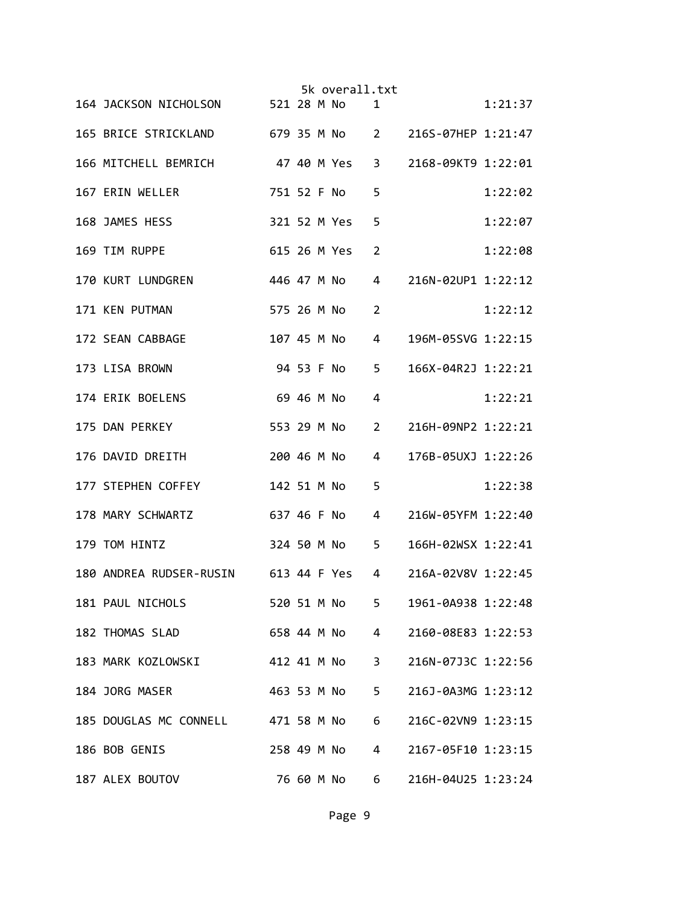| Place | Name | Bib | Age | Sex | Member | Div | Chip | Time |
|---|---|---|---|---|---|---|---|---|
| 164 | JACKSON NICHOLSON | 521 | 28 | M | No | 1 | | 1:21:37 |
| 165 | BRICE STRICKLAND | 679 | 35 | M | No | 2 | 216S-07HEP | 1:21:47 |
| 166 | MITCHELL BEMRICH | 47 | 40 | M | Yes | 3 | 2168-09KT9 | 1:22:01 |
| 167 | ERIN WELLER | 751 | 52 | F | No | 5 | | 1:22:02 |
| 168 | JAMES HESS | 321 | 52 | M | Yes | 5 | | 1:22:07 |
| 169 | TIM RUPPE | 615 | 26 | M | Yes | 2 | | 1:22:08 |
| 170 | KURT LUNDGREN | 446 | 47 | M | No | 4 | 216N-02UP1 | 1:22:12 |
| 171 | KEN PUTMAN | 575 | 26 | M | No | 2 | | 1:22:12 |
| 172 | SEAN CABBAGE | 107 | 45 | M | No | 4 | 196M-05SVG | 1:22:15 |
| 173 | LISA BROWN | 94 | 53 | F | No | 5 | 166X-04R2J | 1:22:21 |
| 174 | ERIK BOELENS | 69 | 46 | M | No | 4 | | 1:22:21 |
| 175 | DAN PERKEY | 553 | 29 | M | No | 2 | 216H-09NP2 | 1:22:21 |
| 176 | DAVID DREITH | 200 | 46 | M | No | 4 | 176B-05UXJ | 1:22:26 |
| 177 | STEPHEN COFFEY | 142 | 51 | M | No | 5 | | 1:22:38 |
| 178 | MARY SCHWARTZ | 637 | 46 | F | No | 4 | 216W-05YFM | 1:22:40 |
| 179 | TOM HINTZ | 324 | 50 | M | No | 5 | 166H-02WSX | 1:22:41 |
| 180 | ANDREA RUDSER-RUSIN | 613 | 44 | F | Yes | 4 | 216A-02V8V | 1:22:45 |
| 181 | PAUL NICHOLS | 520 | 51 | M | No | 5 | 1961-0A938 | 1:22:48 |
| 182 | THOMAS SLAD | 658 | 44 | M | No | 4 | 2160-08E83 | 1:22:53 |
| 183 | MARK KOZLOWSKI | 412 | 41 | M | No | 3 | 216N-07J3C | 1:22:56 |
| 184 | JORG MASER | 463 | 53 | M | No | 5 | 216J-0A3MG | 1:23:12 |
| 185 | DOUGLAS MC CONNELL | 471 | 58 | M | No | 6 | 216C-02VN9 | 1:23:15 |
| 186 | BOB GENIS | 258 | 49 | M | No | 4 | 2167-05F10 | 1:23:15 |
| 187 | ALEX BOUTOV | 76 | 60 | M | No | 6 | 216H-04U25 | 1:23:24 |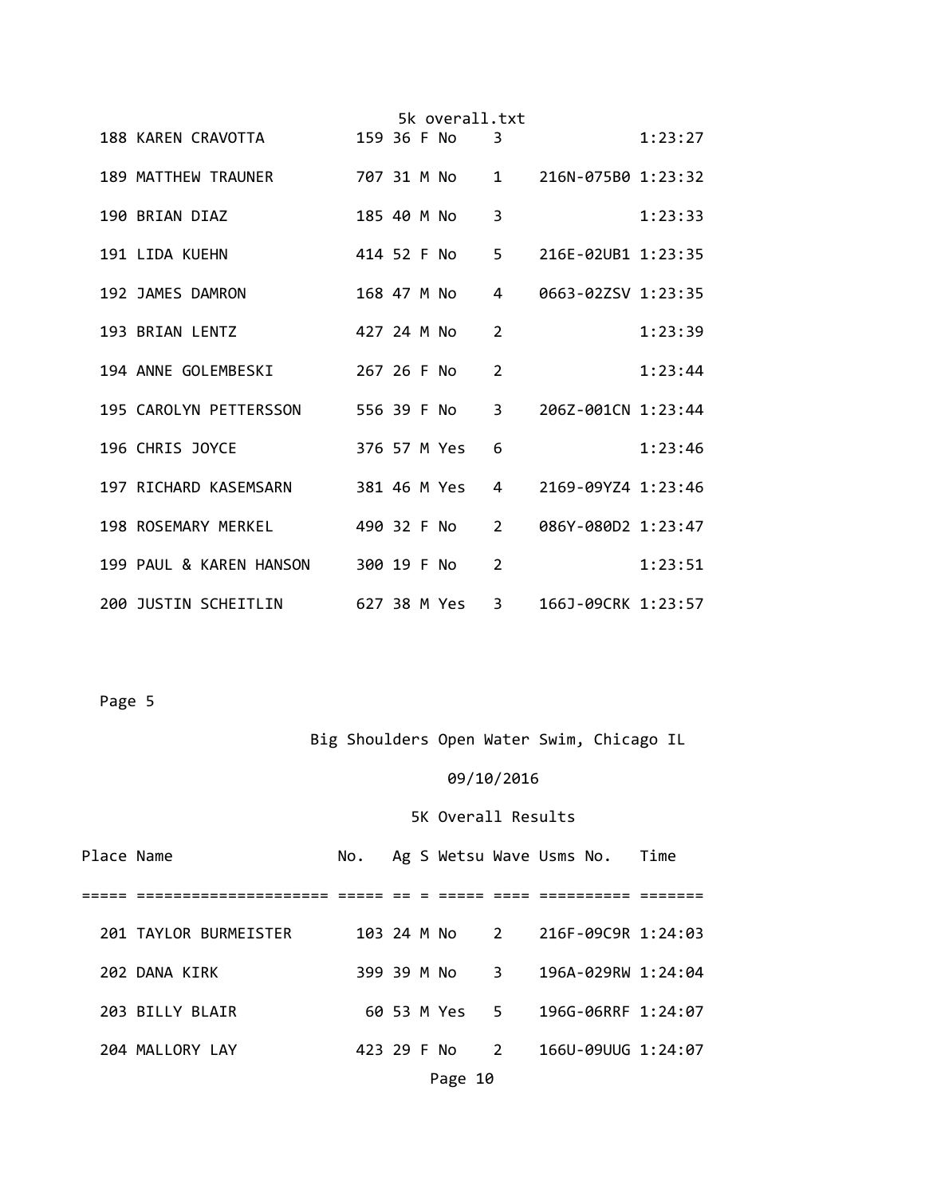| Place | Name | No. | Ag | S | Wetsu | Wave | Usms No. | Time |
|---|---|---|---|---|---|---|---|---|
| 188 | KAREN CRAVOTTA | 159 | 36 | F | No | 3 | | 1:23:27 |
| 189 | MATTHEW TRAUNER | 707 | 31 | M | No | 1 | 216N-075B0 | 1:23:32 |
| 190 | BRIAN DIAZ | 185 | 40 | M | No | 3 | | 1:23:33 |
| 191 | LIDA KUEHN | 414 | 52 | F | No | 5 | 216E-02UB1 | 1:23:35 |
| 192 | JAMES DAMRON | 168 | 47 | M | No | 4 | 0663-02ZSV | 1:23:35 |
| 193 | BRIAN LENTZ | 427 | 24 | M | No | 2 | | 1:23:39 |
| 194 | ANNE GOLEMBESKI | 267 | 26 | F | No | 2 | | 1:23:44 |
| 195 | CAROLYN PETTERSSON | 556 | 39 | F | No | 3 | 206Z-001CN | 1:23:44 |
| 196 | CHRIS JOYCE | 376 | 57 | M | Yes | 6 | | 1:23:46 |
| 197 | RICHARD KASEMSARN | 381 | 46 | M | Yes | 4 | 2169-09YZ4 | 1:23:46 |
| 198 | ROSEMARY MERKEL | 490 | 32 | F | No | 2 | 086Y-080D2 | 1:23:47 |
| 199 | PAUL & KAREN HANSON | 300 | 19 | F | No | 2 | | 1:23:51 |
| 200 | JUSTIN SCHEITLIN | 627 | 38 | M | Yes | 3 | 166J-09CRK | 1:23:57 |

Page 5

Big Shoulders Open Water Swim, Chicago IL

09/10/2016

5K Overall Results

| Place | Name | No. | Ag | S | Wetsu | Wave | Usms No. | Time |
|---|---|---|---|---|---|---|---|---|
| 201 | TAYLOR BURMEISTER | 103 | 24 | M | No | 2 | 216F-09C9R | 1:24:03 |
| 202 | DANA KIRK | 399 | 39 | M | No | 3 | 196A-029RW | 1:24:04 |
| 203 | BILLY BLAIR | 60 | 53 | M | Yes | 5 | 196G-06RRF | 1:24:07 |
| 204 | MALLORY LAY | 423 | 29 | F | No | 2 | 166U-09UUG | 1:24:07 |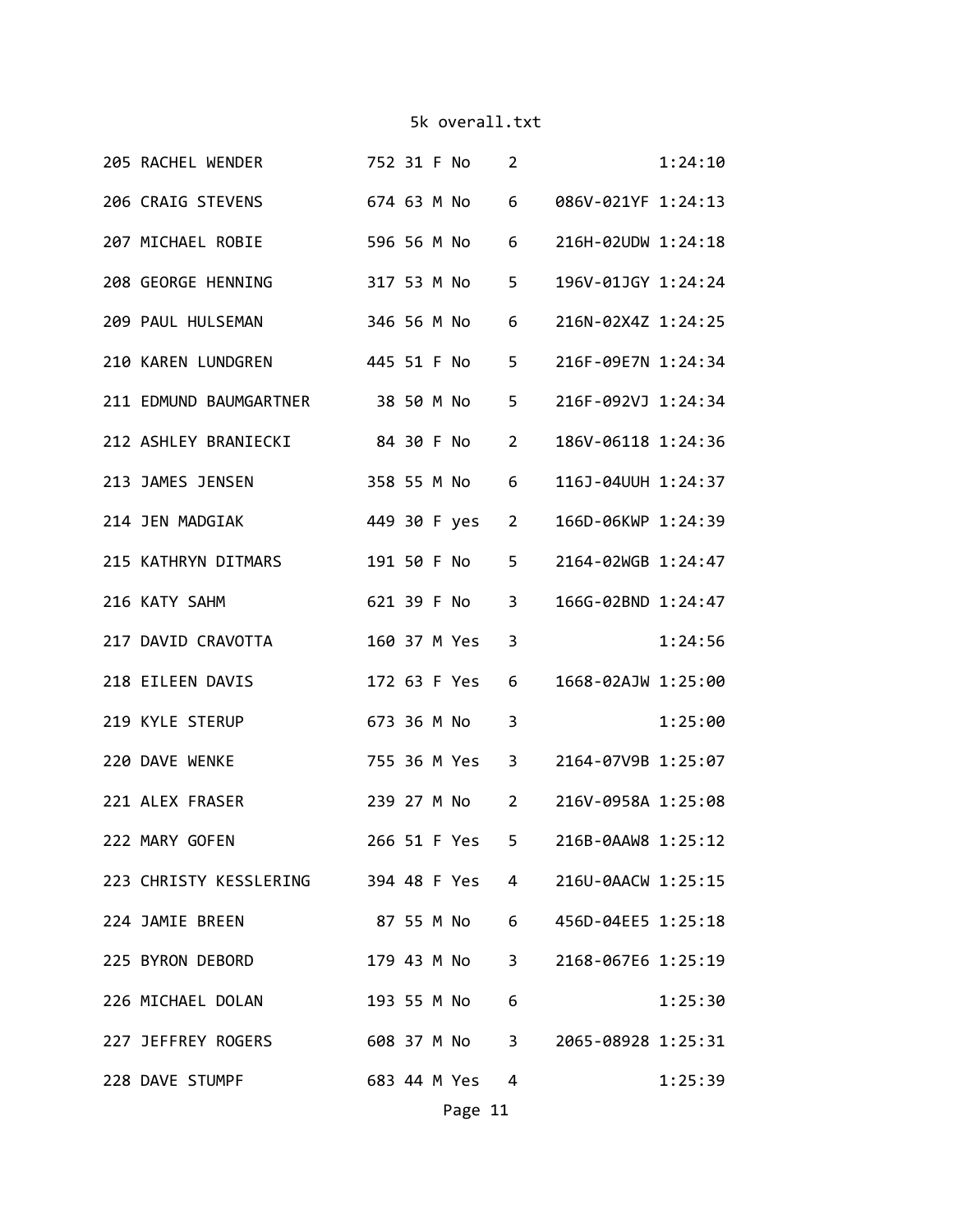| 205 | RACHEL WENDER | 752 | 31 | F | No | 2 | | 1:24:10 |
|---|---|---|---|---|---|---|---|---|
| 206 | CRAIG STEVENS | 674 | 63 | M | No | 6 | 086V-021YF | 1:24:13 |
| 207 | MICHAEL ROBIE | 596 | 56 | M | No | 6 | 216H-02UDW | 1:24:18 |
| 208 | GEORGE HENNING | 317 | 53 | M | No | 5 | 196V-01JGY | 1:24:24 |
| 209 | PAUL HULSEMAN | 346 | 56 | M | No | 6 | 216N-02X4Z | 1:24:25 |
| 210 | KAREN LUNDGREN | 445 | 51 | F | No | 5 | 216F-09E7N | 1:24:34 |
| 211 | EDMUND BAUMGARTNER | 38 | 50 | M | No | 5 | 216F-092VJ | 1:24:34 |
| 212 | ASHLEY BRANIECKI | 84 | 30 | F | No | 2 | 186V-06118 | 1:24:36 |
| 213 | JAMES JENSEN | 358 | 55 | M | No | 6 | 116J-04UUH | 1:24:37 |
| 214 | JEN MADGIAK | 449 | 30 | F | yes | 2 | 166D-06KWP | 1:24:39 |
| 215 | KATHRYN DITMARS | 191 | 50 | F | No | 5 | 2164-02WGB | 1:24:47 |
| 216 | KATY SAHM | 621 | 39 | F | No | 3 | 166G-02BND | 1:24:47 |
| 217 | DAVID CRAVOTTA | 160 | 37 | M | Yes | 3 | | 1:24:56 |
| 218 | EILEEN DAVIS | 172 | 63 | F | Yes | 6 | 1668-02AJW | 1:25:00 |
| 219 | KYLE STERUP | 673 | 36 | M | No | 3 | | 1:25:00 |
| 220 | DAVE WENKE | 755 | 36 | M | Yes | 3 | 2164-07V9B | 1:25:07 |
| 221 | ALEX FRASER | 239 | 27 | M | No | 2 | 216V-0958A | 1:25:08 |
| 222 | MARY GOFEN | 266 | 51 | F | Yes | 5 | 216B-0AAW8 | 1:25:12 |
| 223 | CHRISTY KESSLERING | 394 | 48 | F | Yes | 4 | 216U-0AACW | 1:25:15 |
| 224 | JAMIE BREEN | 87 | 55 | M | No | 6 | 456D-04EE5 | 1:25:18 |
| 225 | BYRON DEBORD | 179 | 43 | M | No | 3 | 2168-067E6 | 1:25:19 |
| 226 | MICHAEL DOLAN | 193 | 55 | M | No | 6 | | 1:25:30 |
| 227 | JEFFREY ROGERS | 608 | 37 | M | No | 3 | 2065-08928 | 1:25:31 |
| 228 | DAVE STUMPF | 683 | 44 | M | Yes | 4 | | 1:25:39 |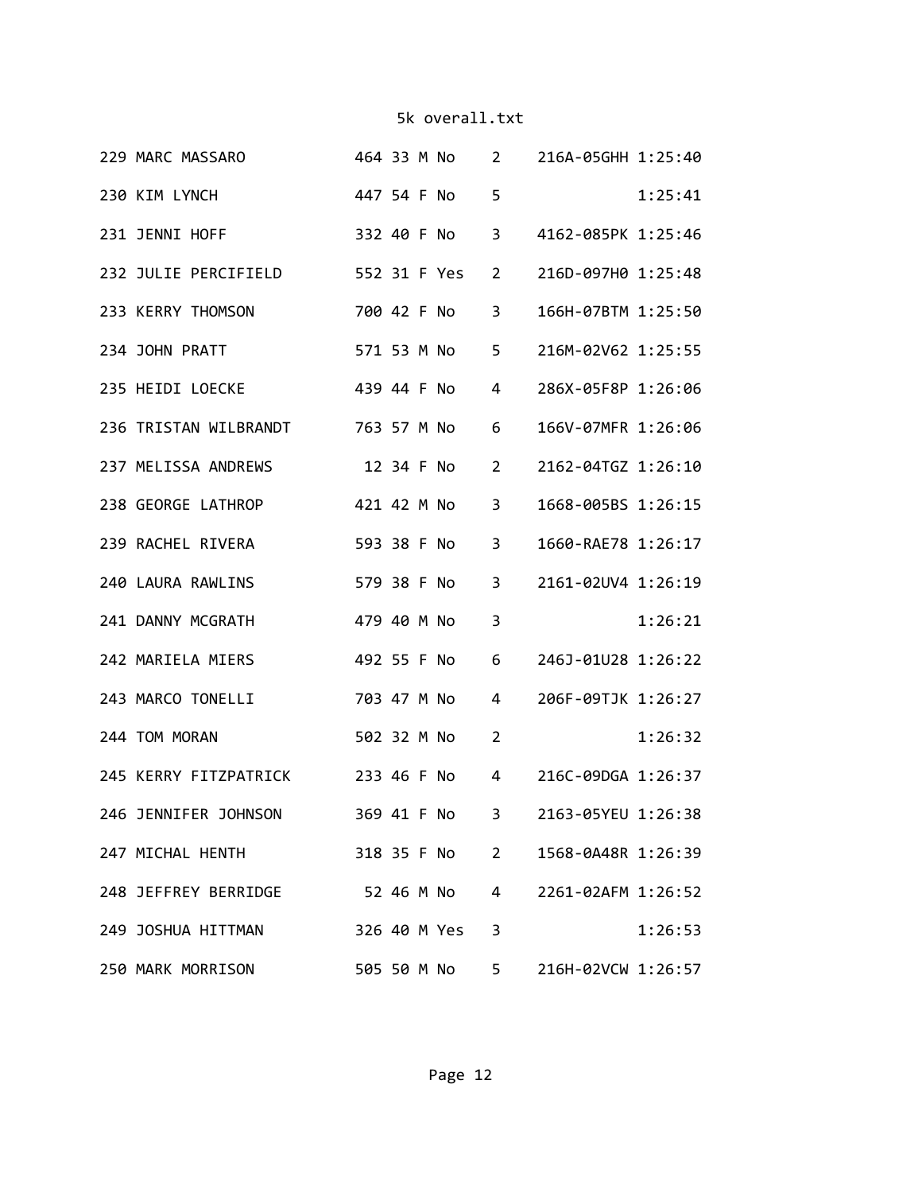| Place | Name | Bib | Age | Sex | | Group | Chip | Time |
|---|---|---|---|---|---|---|---|---|
| 229 | MARC MASSARO | 464 | 33 | M | No | 2 | 216A-05GHH | 1:25:40 |
| 230 | KIM LYNCH | 447 | 54 | F | No | 5 | | 1:25:41 |
| 231 | JENNI HOFF | 332 | 40 | F | No | 3 | 4162-085PK | 1:25:46 |
| 232 | JULIE PERCIFIELD | 552 | 31 | F | Yes | 2 | 216D-097H0 | 1:25:48 |
| 233 | KERRY THOMSON | 700 | 42 | F | No | 3 | 166H-07BTM | 1:25:50 |
| 234 | JOHN PRATT | 571 | 53 | M | No | 5 | 216M-02V62 | 1:25:55 |
| 235 | HEIDI LOECKE | 439 | 44 | F | No | 4 | 286X-05F8P | 1:26:06 |
| 236 | TRISTAN WILBRANDT | 763 | 57 | M | No | 6 | 166V-07MFR | 1:26:06 |
| 237 | MELISSA ANDREWS | 12 | 34 | F | No | 2 | 2162-04TGZ | 1:26:10 |
| 238 | GEORGE LATHROP | 421 | 42 | M | No | 3 | 1668-005BS | 1:26:15 |
| 239 | RACHEL RIVERA | 593 | 38 | F | No | 3 | 1660-RAE78 | 1:26:17 |
| 240 | LAURA RAWLINS | 579 | 38 | F | No | 3 | 2161-02UV4 | 1:26:19 |
| 241 | DANNY MCGRATH | 479 | 40 | M | No | 3 | | 1:26:21 |
| 242 | MARIELA MIERS | 492 | 55 | F | No | 6 | 246J-01U28 | 1:26:22 |
| 243 | MARCO TONELLI | 703 | 47 | M | No | 4 | 206F-09TJK | 1:26:27 |
| 244 | TOM MORAN | 502 | 32 | M | No | 2 | | 1:26:32 |
| 245 | KERRY FITZPATRICK | 233 | 46 | F | No | 4 | 216C-09DGA | 1:26:37 |
| 246 | JENNIFER JOHNSON | 369 | 41 | F | No | 3 | 2163-05YEU | 1:26:38 |
| 247 | MICHAL HENTH | 318 | 35 | F | No | 2 | 1568-0A48R | 1:26:39 |
| 248 | JEFFREY BERRIDGE | 52 | 46 | M | No | 4 | 2261-02AFM | 1:26:52 |
| 249 | JOSHUA HITTMAN | 326 | 40 | M | Yes | 3 | | 1:26:53 |
| 250 | MARK MORRISON | 505 | 50 | M | No | 5 | 216H-02VCW | 1:26:57 |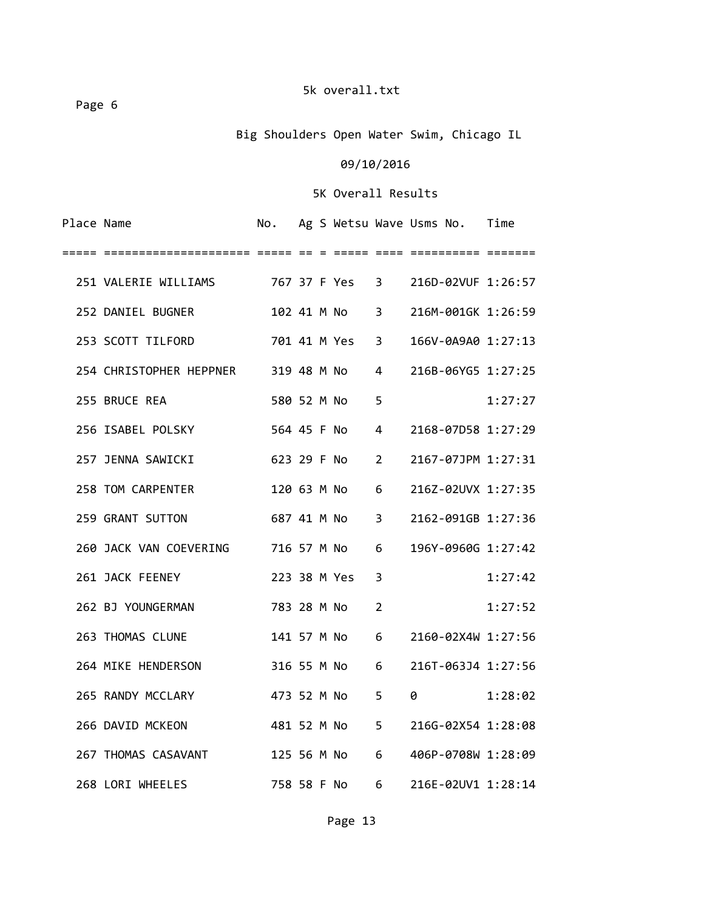5k overall.txt

Page 6

Big Shoulders Open Water Swim, Chicago IL

09/10/2016

5K Overall Results

| Place | Name | No. | Ag | S | Wetsu | Wave | Usms No. | Time |
|---|---|---|---|---|---|---|---|---|
| 251 | VALERIE WILLIAMS | 767 | 37 | F | Yes | 3 | 216D-02VUF | 1:26:57 |
| 252 | DANIEL BUGNER | 102 | 41 | M | No | 3 | 216M-001GK | 1:26:59 |
| 253 | SCOTT TILFORD | 701 | 41 | M | Yes | 3 | 166V-0A9A0 | 1:27:13 |
| 254 | CHRISTOPHER HEPPNER | 319 | 48 | M | No | 4 | 216B-06YG5 | 1:27:25 |
| 255 | BRUCE REA | 580 | 52 | M | No | 5 | | 1:27:27 |
| 256 | ISABEL POLSKY | 564 | 45 | F | No | 4 | 2168-07D58 | 1:27:29 |
| 257 | JENNA SAWICKI | 623 | 29 | F | No | 2 | 2167-07JPM | 1:27:31 |
| 258 | TOM CARPENTER | 120 | 63 | M | No | 6 | 216Z-02UVX | 1:27:35 |
| 259 | GRANT SUTTON | 687 | 41 | M | No | 3 | 2162-091GB | 1:27:36 |
| 260 | JACK VAN COEVERING | 716 | 57 | M | No | 6 | 196Y-0960G | 1:27:42 |
| 261 | JACK FEENEY | 223 | 38 | M | Yes | 3 | | 1:27:42 |
| 262 | BJ YOUNGERMAN | 783 | 28 | M | No | 2 | | 1:27:52 |
| 263 | THOMAS CLUNE | 141 | 57 | M | No | 6 | 2160-02X4W | 1:27:56 |
| 264 | MIKE HENDERSON | 316 | 55 | M | No | 6 | 216T-063J4 | 1:27:56 |
| 265 | RANDY MCCLARY | 473 | 52 | M | No | 5 | 0 | 1:28:02 |
| 266 | DAVID MCKEON | 481 | 52 | M | No | 5 | 216G-02X54 | 1:28:08 |
| 267 | THOMAS CASAVANT | 125 | 56 | M | No | 6 | 406P-0708W | 1:28:09 |
| 268 | LORI WHEELES | 758 | 58 | F | No | 6 | 216E-02UV1 | 1:28:14 |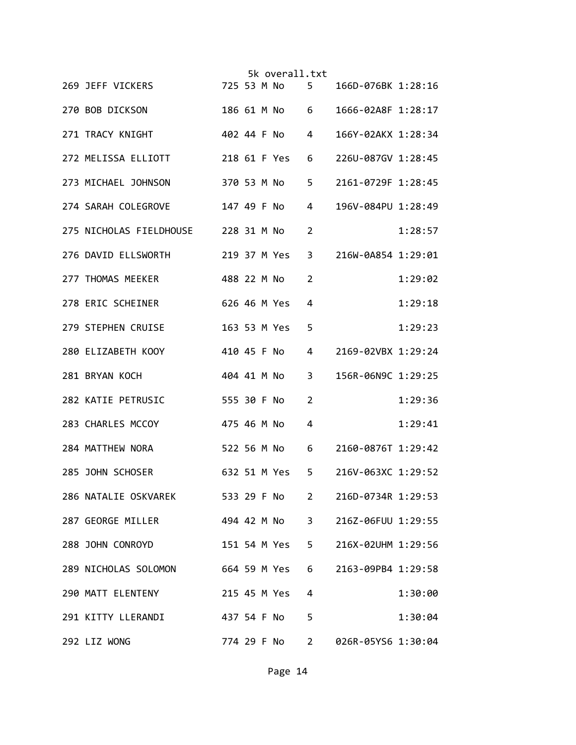| Place | Name | Bib | Age | Sex | Member | Division | Chip | Time |
|---|---|---|---|---|---|---|---|---|
| 269 | JEFF VICKERS | 725 | 53 | M | No | 5 | 166D-076BK | 1:28:16 |
| 270 | BOB DICKSON | 186 | 61 | M | No | 6 | 1666-02A8F | 1:28:17 |
| 271 | TRACY KNIGHT | 402 | 44 | F | No | 4 | 166Y-02AKX | 1:28:34 |
| 272 | MELISSA ELLIOTT | 218 | 61 | F | Yes | 6 | 226U-087GV | 1:28:45 |
| 273 | MICHAEL JOHNSON | 370 | 53 | M | No | 5 | 2161-0729F | 1:28:45 |
| 274 | SARAH COLEGROVE | 147 | 49 | F | No | 4 | 196V-084PU | 1:28:49 |
| 275 | NICHOLAS FIELDHOUSE | 228 | 31 | M | No | 2 | | 1:28:57 |
| 276 | DAVID ELLSWORTH | 219 | 37 | M | Yes | 3 | 216W-0A854 | 1:29:01 |
| 277 | THOMAS MEEKER | 488 | 22 | M | No | 2 | | 1:29:02 |
| 278 | ERIC SCHEINER | 626 | 46 | M | Yes | 4 | | 1:29:18 |
| 279 | STEPHEN CRUISE | 163 | 53 | M | Yes | 5 | | 1:29:23 |
| 280 | ELIZABETH KOOY | 410 | 45 | F | No | 4 | 2169-02VBX | 1:29:24 |
| 281 | BRYAN KOCH | 404 | 41 | M | No | 3 | 156R-06N9C | 1:29:25 |
| 282 | KATIE PETRUSIC | 555 | 30 | F | No | 2 | | 1:29:36 |
| 283 | CHARLES MCCOY | 475 | 46 | M | No | 4 | | 1:29:41 |
| 284 | MATTHEW NORA | 522 | 56 | M | No | 6 | 2160-0876T | 1:29:42 |
| 285 | JOHN SCHOSER | 632 | 51 | M | Yes | 5 | 216V-063XC | 1:29:52 |
| 286 | NATALIE OSKVAREK | 533 | 29 | F | No | 2 | 216D-0734R | 1:29:53 |
| 287 | GEORGE MILLER | 494 | 42 | M | No | 3 | 216Z-06FUU | 1:29:55 |
| 288 | JOHN CONROYD | 151 | 54 | M | Yes | 5 | 216X-02UHM | 1:29:56 |
| 289 | NICHOLAS SOLOMON | 664 | 59 | M | Yes | 6 | 2163-09PB4 | 1:29:58 |
| 290 | MATT ELENTENY | 215 | 45 | M | Yes | 4 | | 1:30:00 |
| 291 | KITTY LLERANDI | 437 | 54 | F | No | 5 | | 1:30:04 |
| 292 | LIZ WONG | 774 | 29 | F | No | 2 | 026R-05YS6 | 1:30:04 |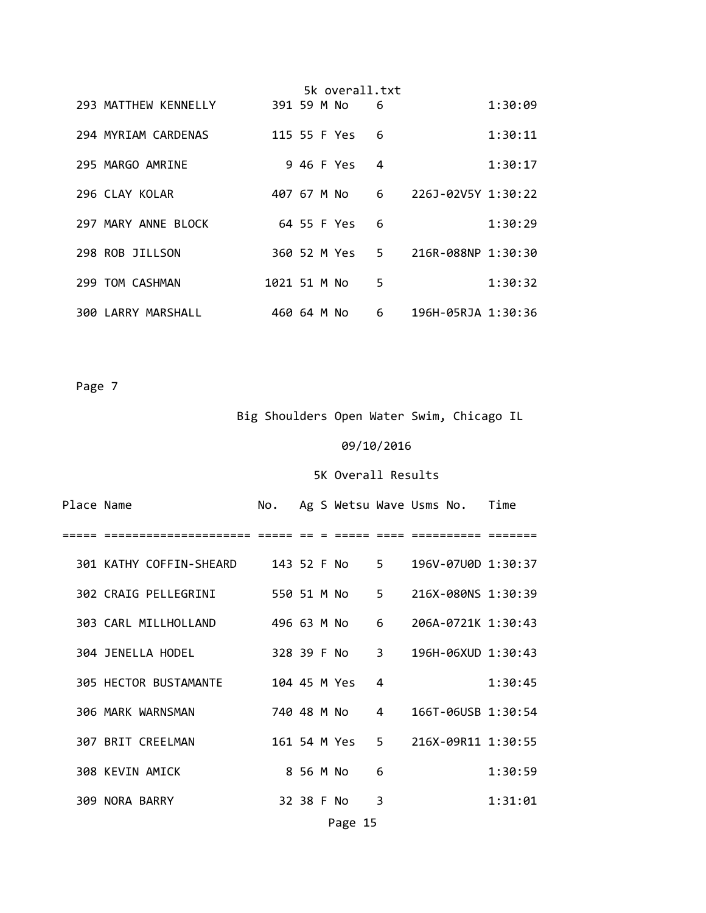| Place | Name | No. | Ag | S | Wetsu | Wave | Usms No. | Time |
|---|---|---|---|---|---|---|---|---|
| 293 | MATTHEW KENNELLY | 391 | 59 | M | No | 6 | | 1:30:09 |
| 294 | MYRIAM CARDENAS | 115 | 55 | F | Yes | 6 | | 1:30:11 |
| 295 | MARGO AMRINE | 9 | 46 | F | Yes | 4 | | 1:30:17 |
| 296 | CLAY KOLAR | 407 | 67 | M | No | 6 | 226J-02V5Y | 1:30:22 |
| 297 | MARY ANNE BLOCK | 64 | 55 | F | Yes | 6 | | 1:30:29 |
| 298 | ROB JILLSON | 360 | 52 | M | Yes | 5 | 216R-088NP | 1:30:30 |
| 299 | TOM CASHMAN | 1021 | 51 | M | No | 5 | | 1:30:32 |
| 300 | LARRY MARSHALL | 460 | 64 | M | No | 6 | 196H-05RJA | 1:30:36 |

Page 7

Big Shoulders Open Water Swim, Chicago IL

09/10/2016

5K Overall Results

| Place | Name | No. | Ag | S | Wetsu | Wave | Usms No. | Time |
|---|---|---|---|---|---|---|---|---|
| 301 | KATHY COFFIN-SHEARD | 143 | 52 | F | No | 5 | 196V-07U0D | 1:30:37 |
| 302 | CRAIG PELLEGRINI | 550 | 51 | M | No | 5 | 216X-080NS | 1:30:39 |
| 303 | CARL MILLHOLLAND | 496 | 63 | M | No | 6 | 206A-0721K | 1:30:43 |
| 304 | JENELLA HODEL | 328 | 39 | F | No | 3 | 196H-06XUD | 1:30:43 |
| 305 | HECTOR BUSTAMANTE | 104 | 45 | M | Yes | 4 | | 1:30:45 |
| 306 | MARK WARNSMAN | 740 | 48 | M | No | 4 | 166T-06USB | 1:30:54 |
| 307 | BRIT CREELMAN | 161 | 54 | M | Yes | 5 | 216X-09R11 | 1:30:55 |
| 308 | KEVIN AMICK | 8 | 56 | M | No | 6 | | 1:30:59 |
| 309 | NORA BARRY | 32 | 38 | F | No | 3 | | 1:31:01 |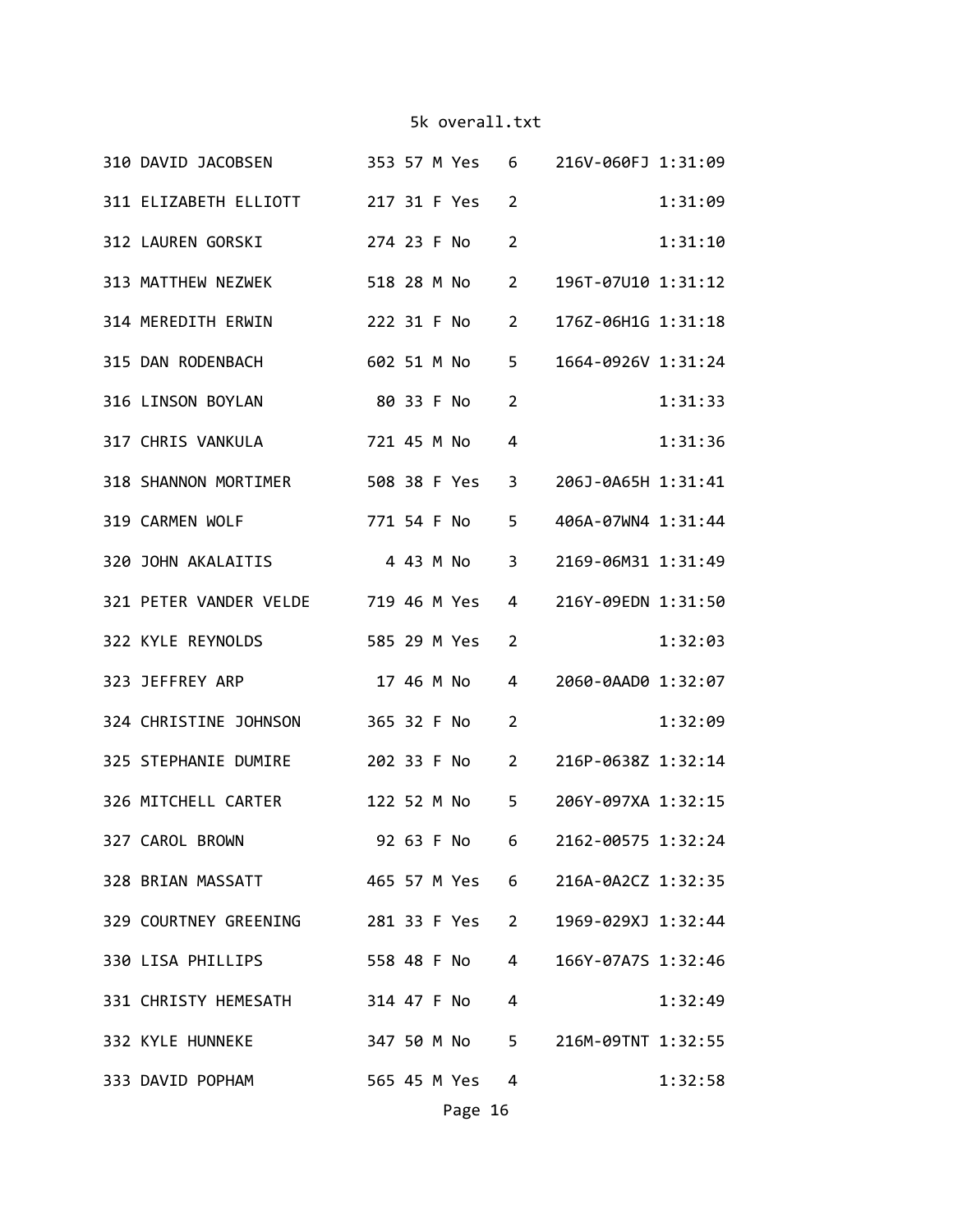```
310 DAVID JACOBSEN        353 57 M Yes   6    216V-060FJ 1:31:09
311 ELIZABETH ELLIOTT     217 31 F Yes   2               1:31:09
312 LAUREN GORSKI         274 23 F No    2               1:31:10
313 MATTHEW NEZWEK        518 28 M No    2    196T-07U10 1:31:12
314 MEREDITH ERWIN        222 31 F No    2    176Z-06H1G 1:31:18
315 DAN RODENBACH         602 51 M No    5    1664-0926V 1:31:24
316 LINSON BOYLAN          80 33 F No    2               1:31:33
317 CHRIS VANKULA         721 45 M No    4               1:31:36
318 SHANNON MORTIMER      508 38 F Yes   3    206J-0A65H 1:31:41
319 CARMEN WOLF           771 54 F No    5    406A-07WN4 1:31:44
320 JOHN AKALAITIS          4 43 M No    3    2169-06M31 1:31:49
321 PETER VANDER VELDE    719 46 M Yes   4    216Y-09EDN 1:31:50
322 KYLE REYNOLDS         585 29 M Yes   2               1:32:03
323 JEFFREY ARP            17 46 M No    4    2060-0AAD0 1:32:07
324 CHRISTINE JOHNSON     365 32 F No    2               1:32:09
325 STEPHANIE DUMIRE      202 33 F No    2    216P-0638Z 1:32:14
326 MITCHELL CARTER       122 52 M No    5    206Y-097XA 1:32:15
327 CAROL BROWN            92 63 F No    6    2162-00575 1:32:24
328 BRIAN MASSATT         465 57 M Yes   6    216A-0A2CZ 1:32:35
329 COURTNEY GREENING     281 33 F Yes   2    1969-029XJ 1:32:44
330 LISA PHILLIPS         558 48 F No    4    166Y-07A7S 1:32:46
331 CHRISTY HEMESATH      314 47 F No    4               1:32:49
332 KYLE HUNNEKE          347 50 M No    5    216M-09TNT 1:32:55
333 DAVID POPHAM          565 45 M Yes   4               1:32:58
```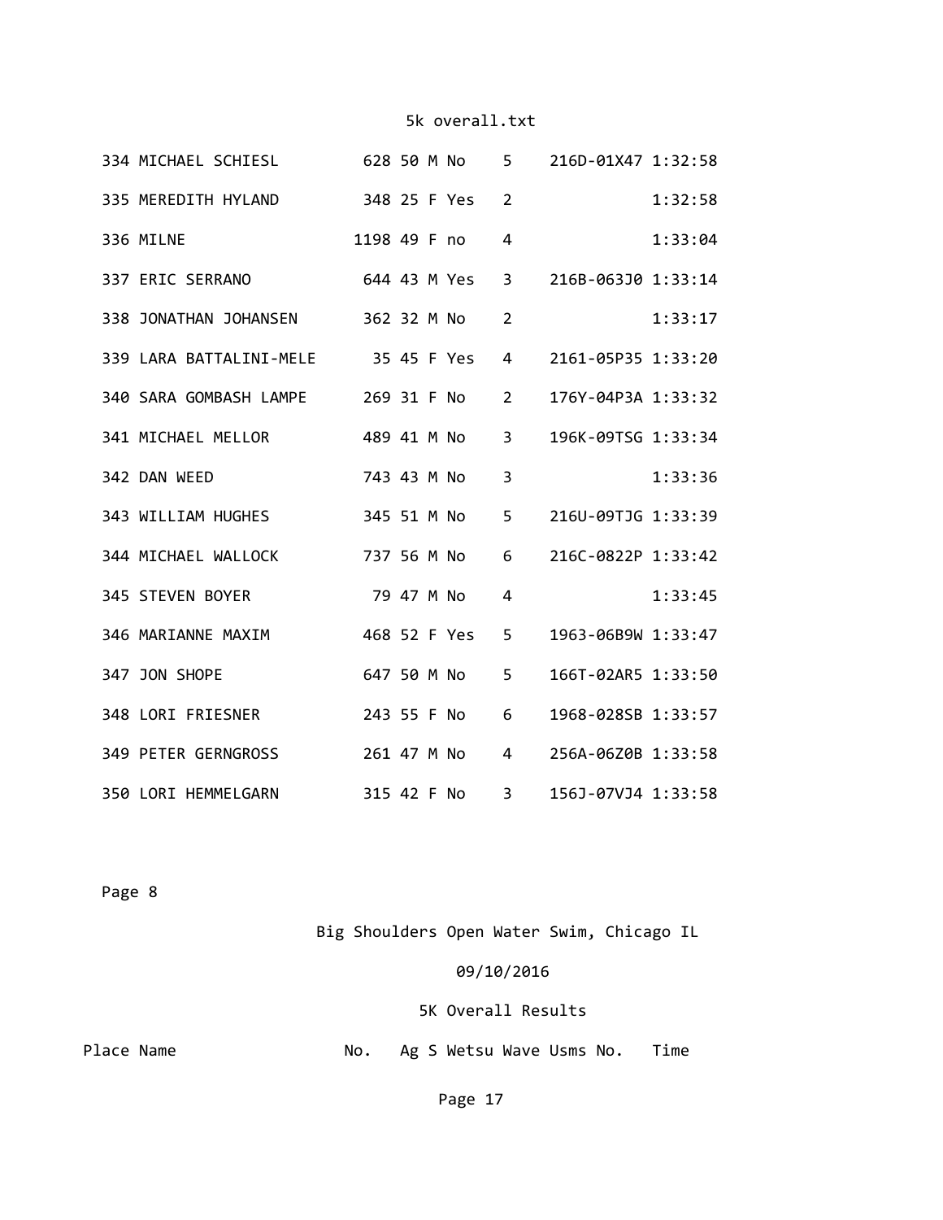| Place | Name | No. | Ag | S | Wetsu | Wave | Usms No. | Time |
|---|---|---|---|---|---|---|---|---|
| 334 | MICHAEL SCHIESL | 628 | 50 | M | No | 5 | 216D-01X47 | 1:32:58 |
| 335 | MEREDITH HYLAND | 348 | 25 | F | Yes | 2 | | 1:32:58 |
| 336 | MILNE | 1198 | 49 | F | no | 4 | | 1:33:04 |
| 337 | ERIC SERRANO | 644 | 43 | M | Yes | 3 | 216B-063J0 | 1:33:14 |
| 338 | JONATHAN JOHANSEN | 362 | 32 | M | No | 2 | | 1:33:17 |
| 339 | LARA BATTALINI-MELE | 35 | 45 | F | Yes | 4 | 2161-05P35 | 1:33:20 |
| 340 | SARA GOMBASH LAMPE | 269 | 31 | F | No | 2 | 176Y-04P3A | 1:33:32 |
| 341 | MICHAEL MELLOR | 489 | 41 | M | No | 3 | 196K-09TSG | 1:33:34 |
| 342 | DAN WEED | 743 | 43 | M | No | 3 | | 1:33:36 |
| 343 | WILLIAM HUGHES | 345 | 51 | M | No | 5 | 216U-09TJG | 1:33:39 |
| 344 | MICHAEL WALLOCK | 737 | 56 | M | No | 6 | 216C-0822P | 1:33:42 |
| 345 | STEVEN BOYER | 79 | 47 | M | No | 4 | | 1:33:45 |
| 346 | MARIANNE MAXIM | 468 | 52 | F | Yes | 5 | 1963-06B9W | 1:33:47 |
| 347 | JON SHOPE | 647 | 50 | M | No | 5 | 166T-02AR5 | 1:33:50 |
| 348 | LORI FRIESNER | 243 | 55 | F | No | 6 | 1968-028SB | 1:33:57 |
| 349 | PETER GERNGROSS | 261 | 47 | M | No | 4 | 256A-06Z0B | 1:33:58 |
| 350 | LORI HEMMELGARN | 315 | 42 | F | No | 3 | 156J-07VJ4 | 1:33:58 |

Big Shoulders Open Water Swim, Chicago IL

09/10/2016

5K Overall Results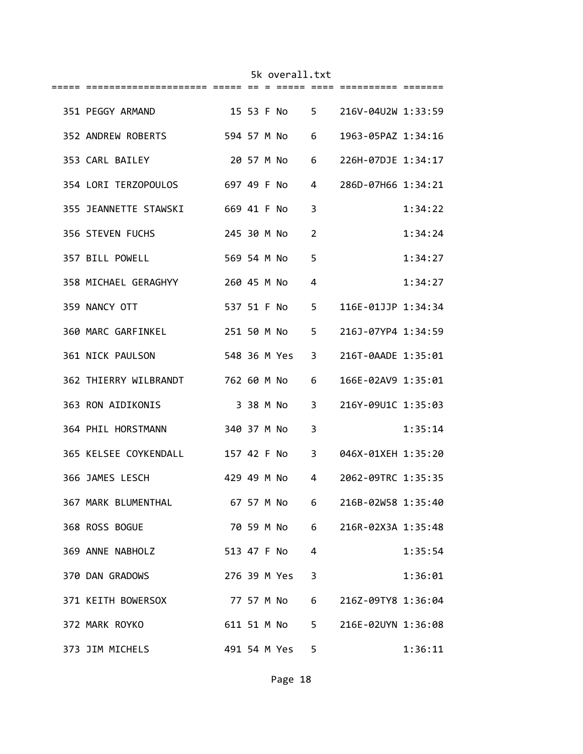| | | | | | | | | |
|---|---|---|---|---|---|---|---|---|
| 351 | PEGGY ARMAND | 15 | 53 | F | No | 5 | 216V-04U2W | 1:33:59 |
| 352 | ANDREW ROBERTS | 594 | 57 | M | No | 6 | 1963-05PAZ | 1:34:16 |
| 353 | CARL BAILEY | 20 | 57 | M | No | 6 | 226H-07DJE | 1:34:17 |
| 354 | LORI TERZOPOULOS | 697 | 49 | F | No | 4 | 286D-07H66 | 1:34:21 |
| 355 | JEANNETTE STAWSKI | 669 | 41 | F | No | 3 | | 1:34:22 |
| 356 | STEVEN FUCHS | 245 | 30 | M | No | 2 | | 1:34:24 |
| 357 | BILL POWELL | 569 | 54 | M | No | 5 | | 1:34:27 |
| 358 | MICHAEL GERAGHYY | 260 | 45 | M | No | 4 | | 1:34:27 |
| 359 | NANCY OTT | 537 | 51 | F | No | 5 | 116E-01JJP | 1:34:34 |
| 360 | MARC GARFINKEL | 251 | 50 | M | No | 5 | 216J-07YP4 | 1:34:59 |
| 361 | NICK PAULSON | 548 | 36 | M | Yes | 3 | 216T-0AADE | 1:35:01 |
| 362 | THIERRY WILBRANDT | 762 | 60 | M | No | 6 | 166E-02AV9 | 1:35:01 |
| 363 | RON AIDIKONIS | 3 | 38 | M | No | 3 | 216Y-09U1C | 1:35:03 |
| 364 | PHIL HORSTMANN | 340 | 37 | M | No | 3 | | 1:35:14 |
| 365 | KELSEE COYKENDALL | 157 | 42 | F | No | 3 | 046X-01XEH | 1:35:20 |
| 366 | JAMES LESCH | 429 | 49 | M | No | 4 | 2062-09TRC | 1:35:35 |
| 367 | MARK BLUMENTHAL | 67 | 57 | M | No | 6 | 216B-02W58 | 1:35:40 |
| 368 | ROSS BOGUE | 70 | 59 | M | No | 6 | 216R-02X3A | 1:35:48 |
| 369 | ANNE NABHOLZ | 513 | 47 | F | No | 4 | | 1:35:54 |
| 370 | DAN GRADOWS | 276 | 39 | M | Yes | 3 | | 1:36:01 |
| 371 | KEITH BOWERSOX | 77 | 57 | M | No | 6 | 216Z-09TY8 | 1:36:04 |
| 372 | MARK ROYKO | 611 | 51 | M | No | 5 | 216E-02UYN | 1:36:08 |
| 373 | JIM MICHELS | 491 | 54 | M | Yes | 5 | | 1:36:11 |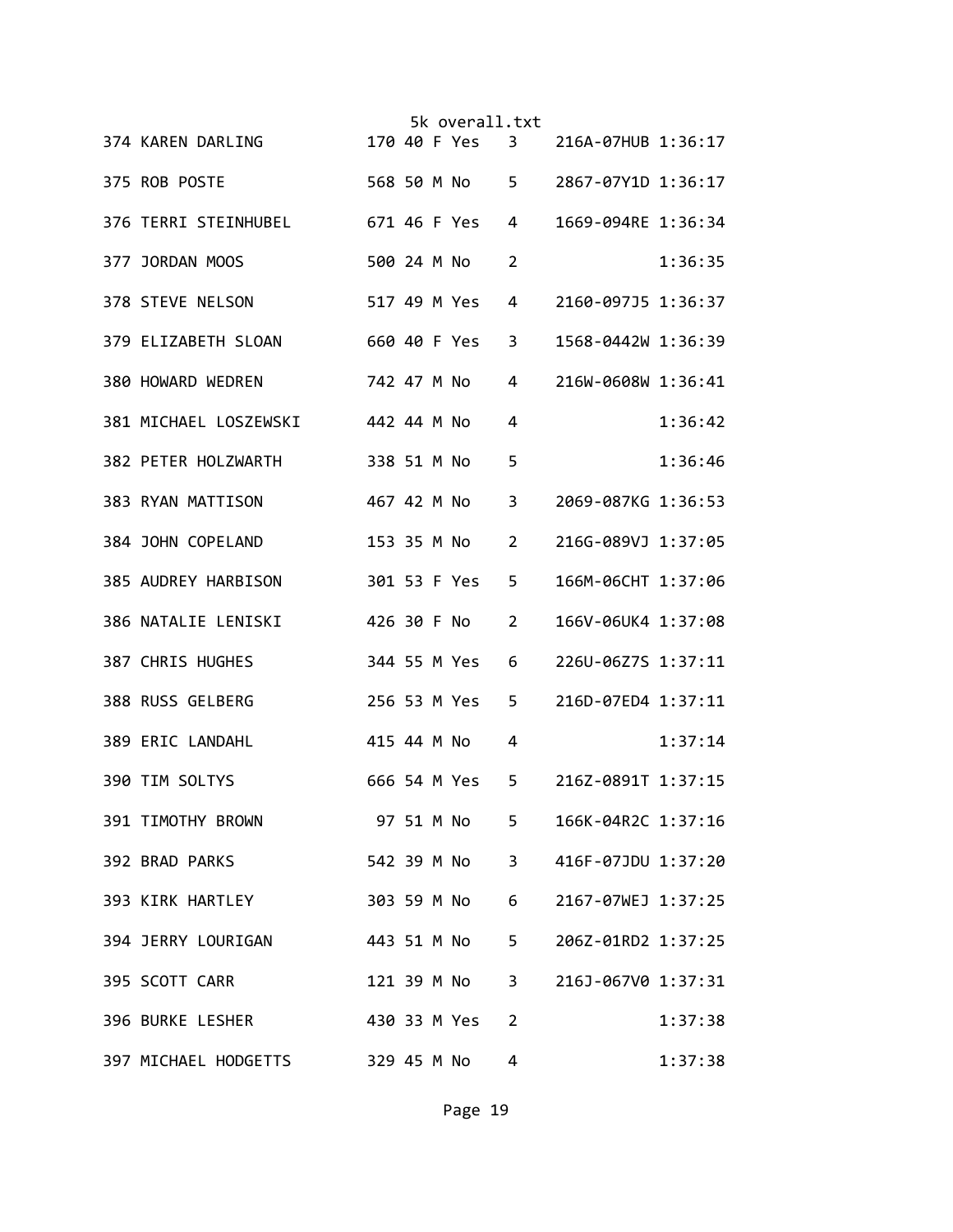| | | | | | | | | |
|---|---|---|---|---|---|---|---|---|
| 374 | KAREN DARLING | 170 | 40 | F | Yes | 3 | 216A-07HUB | 1:36:17 |
| 375 | ROB POSTE | 568 | 50 | M | No | 5 | 2867-07Y1D | 1:36:17 |
| 376 | TERRI STEINHUBEL | 671 | 46 | F | Yes | 4 | 1669-094RE | 1:36:34 |
| 377 | JORDAN MOOS | 500 | 24 | M | No | 2 | | 1:36:35 |
| 378 | STEVE NELSON | 517 | 49 | M | Yes | 4 | 2160-097J5 | 1:36:37 |
| 379 | ELIZABETH SLOAN | 660 | 40 | F | Yes | 3 | 1568-0442W | 1:36:39 |
| 380 | HOWARD WEDREN | 742 | 47 | M | No | 4 | 216W-0608W | 1:36:41 |
| 381 | MICHAEL LOSZEWSKI | 442 | 44 | M | No | 4 | | 1:36:42 |
| 382 | PETER HOLZWARTH | 338 | 51 | M | No | 5 | | 1:36:46 |
| 383 | RYAN MATTISON | 467 | 42 | M | No | 3 | 2069-087KG | 1:36:53 |
| 384 | JOHN COPELAND | 153 | 35 | M | No | 2 | 216G-089VJ | 1:37:05 |
| 385 | AUDREY HARBISON | 301 | 53 | F | Yes | 5 | 166M-06CHT | 1:37:06 |
| 386 | NATALIE LENISKI | 426 | 30 | F | No | 2 | 166V-06UK4 | 1:37:08 |
| 387 | CHRIS HUGHES | 344 | 55 | M | Yes | 6 | 226U-06Z7S | 1:37:11 |
| 388 | RUSS GELBERG | 256 | 53 | M | Yes | 5 | 216D-07ED4 | 1:37:11 |
| 389 | ERIC LANDAHL | 415 | 44 | M | No | 4 | | 1:37:14 |
| 390 | TIM SOLTYS | 666 | 54 | M | Yes | 5 | 216Z-0891T | 1:37:15 |
| 391 | TIMOTHY BROWN | 97 | 51 | M | No | 5 | 166K-04R2C | 1:37:16 |
| 392 | BRAD PARKS | 542 | 39 | M | No | 3 | 416F-07JDU | 1:37:20 |
| 393 | KIRK HARTLEY | 303 | 59 | M | No | 6 | 2167-07WEJ | 1:37:25 |
| 394 | JERRY LOURIGAN | 443 | 51 | M | No | 5 | 206Z-01RD2 | 1:37:25 |
| 395 | SCOTT CARR | 121 | 39 | M | No | 3 | 216J-067V0 | 1:37:31 |
| 396 | BURKE LESHER | 430 | 33 | M | Yes | 2 | | 1:37:38 |
| 397 | MICHAEL HODGETTS | 329 | 45 | M | No | 4 | | 1:37:38 |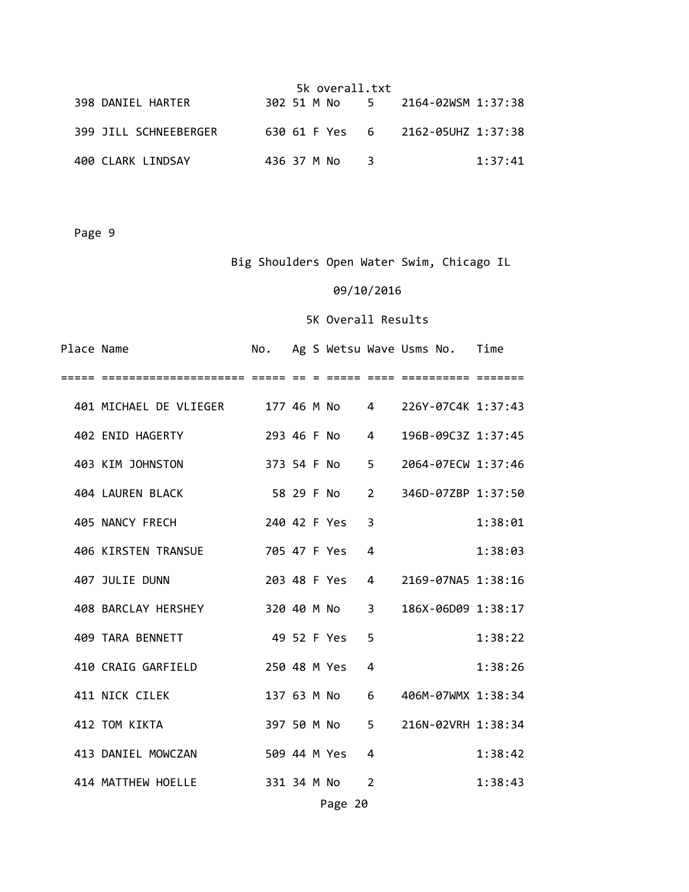| Place | Name | No. | Ag | S | Wetsu | Wave | Usms No. | Time |
|---|---|---|---|---|---|---|---|---|
| 398 | DANIEL HARTER | 302 | 51 | M | No | 5 | 2164-02WSM | 1:37:38 |
| 399 | JILL SCHNEEBERGER | 630 | 61 | F | Yes | 6 | 2162-05UHZ | 1:37:38 |
| 400 | CLARK LINDSAY | 436 | 37 | M | No | 3 | | 1:37:41 |

Page 9

Big Shoulders Open Water Swim, Chicago IL

09/10/2016

5K Overall Results

| Place | Name | No. | Ag | S | Wetsu | Wave | Usms No. | Time |
|---|---|---|---|---|---|---|---|---|
| 401 | MICHAEL DE VLIEGER | 177 | 46 | M | No | 4 | 226Y-07C4K | 1:37:43 |
| 402 | ENID HAGERTY | 293 | 46 | F | No | 4 | 196B-09C3Z | 1:37:45 |
| 403 | KIM JOHNSTON | 373 | 54 | F | No | 5 | 2064-07ECW | 1:37:46 |
| 404 | LAUREN BLACK | 58 | 29 | F | No | 2 | 346D-07ZBP | 1:37:50 |
| 405 | NANCY FRECH | 240 | 42 | F | Yes | 3 | | 1:38:01 |
| 406 | KIRSTEN TRANSUE | 705 | 47 | F | Yes | 4 | | 1:38:03 |
| 407 | JULIE DUNN | 203 | 48 | F | Yes | 4 | 2169-07NA5 | 1:38:16 |
| 408 | BARCLAY HERSHEY | 320 | 40 | M | No | 3 | 186X-06D09 | 1:38:17 |
| 409 | TARA BENNETT | 49 | 52 | F | Yes | 5 | | 1:38:22 |
| 410 | CRAIG GARFIELD | 250 | 48 | M | Yes | 4 | | 1:38:26 |
| 411 | NICK CILEK | 137 | 63 | M | No | 6 | 406M-07WMX | 1:38:34 |
| 412 | TOM KIKTA | 397 | 50 | M | No | 5 | 216N-02VRH | 1:38:34 |
| 413 | DANIEL MOWCZAN | 509 | 44 | M | Yes | 4 | | 1:38:42 |
| 414 | MATTHEW HOELLE | 331 | 34 | M | No | 2 | | 1:38:43 |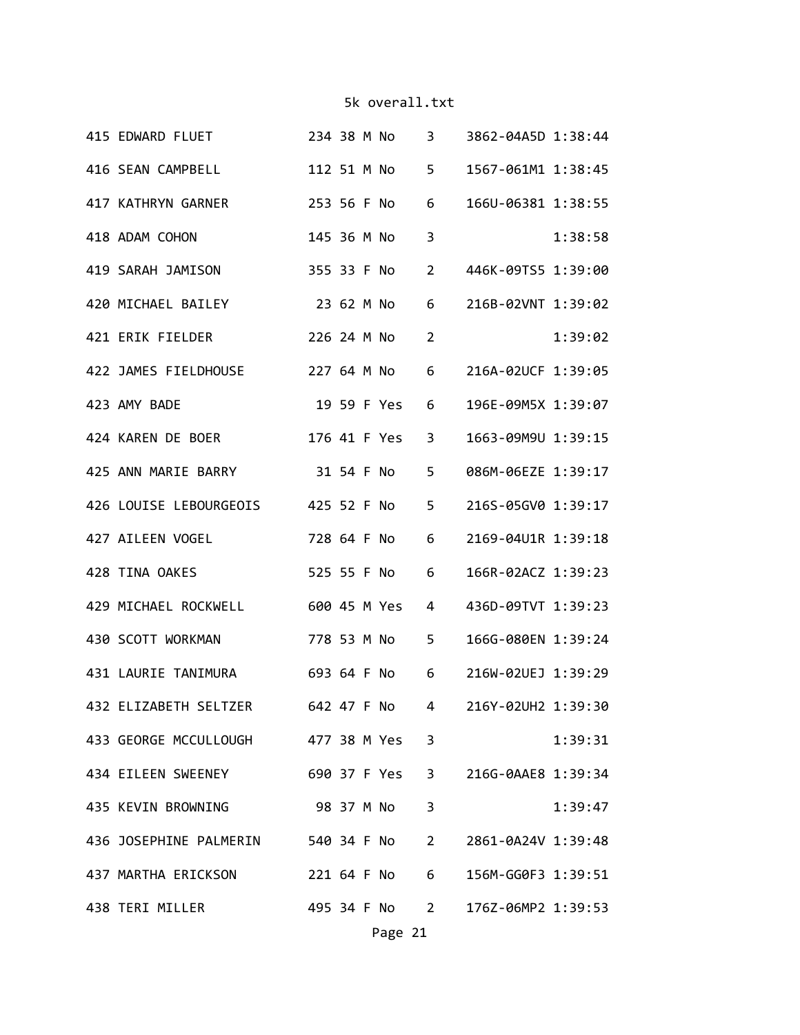| Place | Name | Bib | Age | Sex | | Div | Chip | Time |
|---|---|---|---|---|---|---|---|---|
| 415 | EDWARD FLUET | 234 | 38 | M | No | 3 | 3862-04A5D | 1:38:44 |
| 416 | SEAN CAMPBELL | 112 | 51 | M | No | 5 | 1567-061M1 | 1:38:45 |
| 417 | KATHRYN GARNER | 253 | 56 | F | No | 6 | 166U-06381 | 1:38:55 |
| 418 | ADAM COHON | 145 | 36 | M | No | 3 | | 1:38:58 |
| 419 | SARAH JAMISON | 355 | 33 | F | No | 2 | 446K-09TS5 | 1:39:00 |
| 420 | MICHAEL BAILEY | 23 | 62 | M | No | 6 | 216B-02VNT | 1:39:02 |
| 421 | ERIK FIELDER | 226 | 24 | M | No | 2 | | 1:39:02 |
| 422 | JAMES FIELDHOUSE | 227 | 64 | M | No | 6 | 216A-02UCF | 1:39:05 |
| 423 | AMY BADE | 19 | 59 | F | Yes | 6 | 196E-09M5X | 1:39:07 |
| 424 | KAREN DE BOER | 176 | 41 | F | Yes | 3 | 1663-09M9U | 1:39:15 |
| 425 | ANN MARIE BARRY | 31 | 54 | F | No | 5 | 086M-06EZE | 1:39:17 |
| 426 | LOUISE LEBOURGEOIS | 425 | 52 | F | No | 5 | 216S-05GV0 | 1:39:17 |
| 427 | AILEEN VOGEL | 728 | 64 | F | No | 6 | 2169-04U1R | 1:39:18 |
| 428 | TINA OAKES | 525 | 55 | F | No | 6 | 166R-02ACZ | 1:39:23 |
| 429 | MICHAEL ROCKWELL | 600 | 45 | M | Yes | 4 | 436D-09TVT | 1:39:23 |
| 430 | SCOTT WORKMAN | 778 | 53 | M | No | 5 | 166G-080EN | 1:39:24 |
| 431 | LAURIE TANIMURA | 693 | 64 | F | No | 6 | 216W-02UEJ | 1:39:29 |
| 432 | ELIZABETH SELTZER | 642 | 47 | F | No | 4 | 216Y-02UH2 | 1:39:30 |
| 433 | GEORGE MCCULLOUGH | 477 | 38 | M | Yes | 3 | | 1:39:31 |
| 434 | EILEEN SWEENEY | 690 | 37 | F | Yes | 3 | 216G-0AAE8 | 1:39:34 |
| 435 | KEVIN BROWNING | 98 | 37 | M | No | 3 | | 1:39:47 |
| 436 | JOSEPHINE PALMERIN | 540 | 34 | F | No | 2 | 2861-0A24V | 1:39:48 |
| 437 | MARTHA ERICKSON | 221 | 64 | F | No | 6 | 156M-GG0F3 | 1:39:51 |
| 438 | TERI MILLER | 495 | 34 | F | No | 2 | 176Z-06MP2 | 1:39:53 |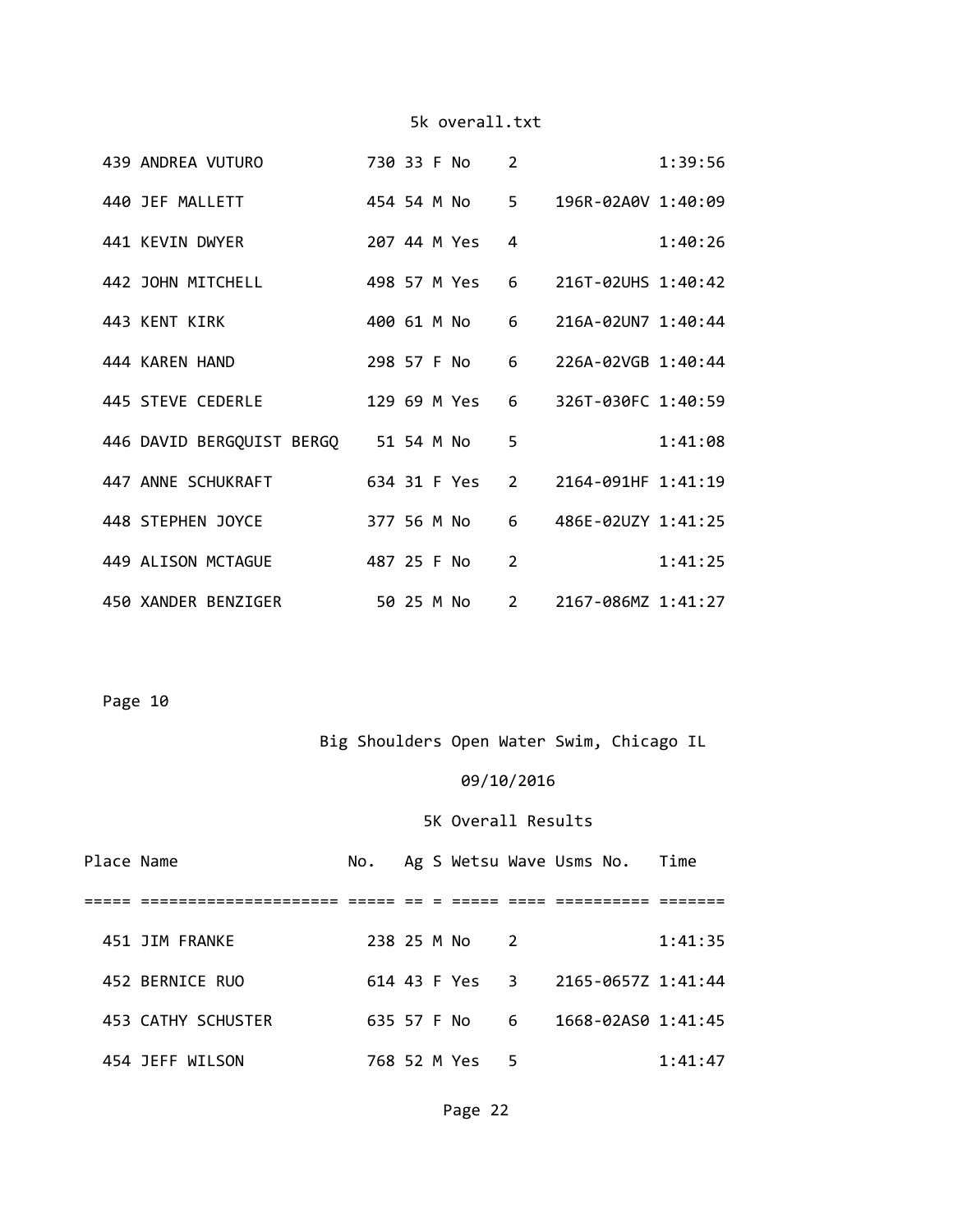| Place | Name | No. | Ag | S | Wetsu | Wave | Usms No. | Time |
|---|---|---|---|---|---|---|---|---|
| 439 | ANDREA VUTURO | 730 | 33 | F | No | 2 | | 1:39:56 |
| 440 | JEF MALLETT | 454 | 54 | M | No | 5 | 196R-02A0V | 1:40:09 |
| 441 | KEVIN DWYER | 207 | 44 | M | Yes | 4 | | 1:40:26 |
| 442 | JOHN MITCHELL | 498 | 57 | M | Yes | 6 | 216T-02UHS | 1:40:42 |
| 443 | KENT KIRK | 400 | 61 | M | No | 6 | 216A-02UN7 | 1:40:44 |
| 444 | KAREN HAND | 298 | 57 | F | No | 6 | 226A-02VGB | 1:40:44 |
| 445 | STEVE CEDERLE | 129 | 69 | M | Yes | 6 | 326T-030FC | 1:40:59 |
| 446 | DAVID BERGQUIST BERGQ | 51 | 54 | M | No | 5 | | 1:41:08 |
| 447 | ANNE SCHUKRAFT | 634 | 31 | F | Yes | 2 | 2164-091HF | 1:41:19 |
| 448 | STEPHEN JOYCE | 377 | 56 | M | No | 6 | 486E-02UZY | 1:41:25 |
| 449 | ALISON MCTAGUE | 487 | 25 | F | No | 2 | | 1:41:25 |
| 450 | XANDER BENZIGER | 50 | 25 | M | No | 2 | 2167-086MZ | 1:41:27 |

Page 10

Big Shoulders Open Water Swim, Chicago IL

09/10/2016

5K Overall Results

| Place | Name | No. | Ag | S | Wetsu | Wave | Usms No. | Time |
|---|---|---|---|---|---|---|---|---|
| 451 | JIM FRANKE | 238 | 25 | M | No | 2 | | 1:41:35 |
| 452 | BERNICE RUO | 614 | 43 | F | Yes | 3 | 2165-0657Z | 1:41:44 |
| 453 | CATHY SCHUSTER | 635 | 57 | F | No | 6 | 1668-02AS0 | 1:41:45 |
| 454 | JEFF WILSON | 768 | 52 | M | Yes | 5 | | 1:41:47 |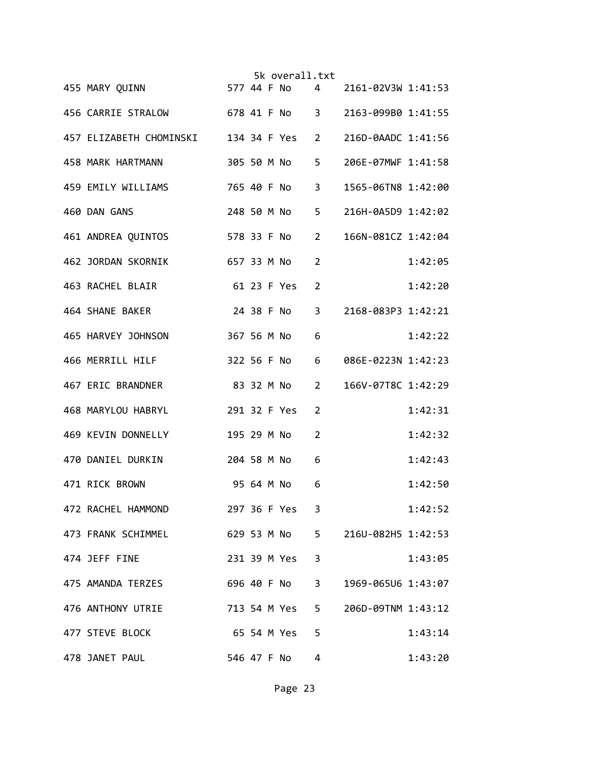| Place | Name | Bib | Age | Sex | | Div | Chip | Time |
|---|---|---|---|---|---|---|---|---|
| 455 | MARY QUINN | 577 | 44 | F | No | 4 | 2161-02V3W | 1:41:53 |
| 456 | CARRIE STRALOW | 678 | 41 | F | No | 3 | 2163-099B0 | 1:41:55 |
| 457 | ELIZABETH CHOMINSKI | 134 | 34 | F | Yes | 2 | 216D-0AADC | 1:41:56 |
| 458 | MARK HARTMANN | 305 | 50 | M | No | 5 | 206E-07MWF | 1:41:58 |
| 459 | EMILY WILLIAMS | 765 | 40 | F | No | 3 | 1565-06TN8 | 1:42:00 |
| 460 | DAN GANS | 248 | 50 | M | No | 5 | 216H-0A5D9 | 1:42:02 |
| 461 | ANDREA QUINTOS | 578 | 33 | F | No | 2 | 166N-081CZ | 1:42:04 |
| 462 | JORDAN SKORNIK | 657 | 33 | M | No | 2 | | 1:42:05 |
| 463 | RACHEL BLAIR | 61 | 23 | F | Yes | 2 | | 1:42:20 |
| 464 | SHANE BAKER | 24 | 38 | F | No | 3 | 2168-083P3 | 1:42:21 |
| 465 | HARVEY JOHNSON | 367 | 56 | M | No | 6 | | 1:42:22 |
| 466 | MERRILL HILF | 322 | 56 | F | No | 6 | 086E-0223N | 1:42:23 |
| 467 | ERIC BRANDNER | 83 | 32 | M | No | 2 | 166V-07T8C | 1:42:29 |
| 468 | MARYLOU HABRYL | 291 | 32 | F | Yes | 2 | | 1:42:31 |
| 469 | KEVIN DONNELLY | 195 | 29 | M | No | 2 | | 1:42:32 |
| 470 | DANIEL DURKIN | 204 | 58 | M | No | 6 | | 1:42:43 |
| 471 | RICK BROWN | 95 | 64 | M | No | 6 | | 1:42:50 |
| 472 | RACHEL HAMMOND | 297 | 36 | F | Yes | 3 | | 1:42:52 |
| 473 | FRANK SCHIMMEL | 629 | 53 | M | No | 5 | 216U-082H5 | 1:42:53 |
| 474 | JEFF FINE | 231 | 39 | M | Yes | 3 | | 1:43:05 |
| 475 | AMANDA TERZES | 696 | 40 | F | No | 3 | 1969-065U6 | 1:43:07 |
| 476 | ANTHONY UTRIE | 713 | 54 | M | Yes | 5 | 206D-09TNM | 1:43:12 |
| 477 | STEVE BLOCK | 65 | 54 | M | Yes | 5 | | 1:43:14 |
| 478 | JANET PAUL | 546 | 47 | F | No | 4 | | 1:43:20 |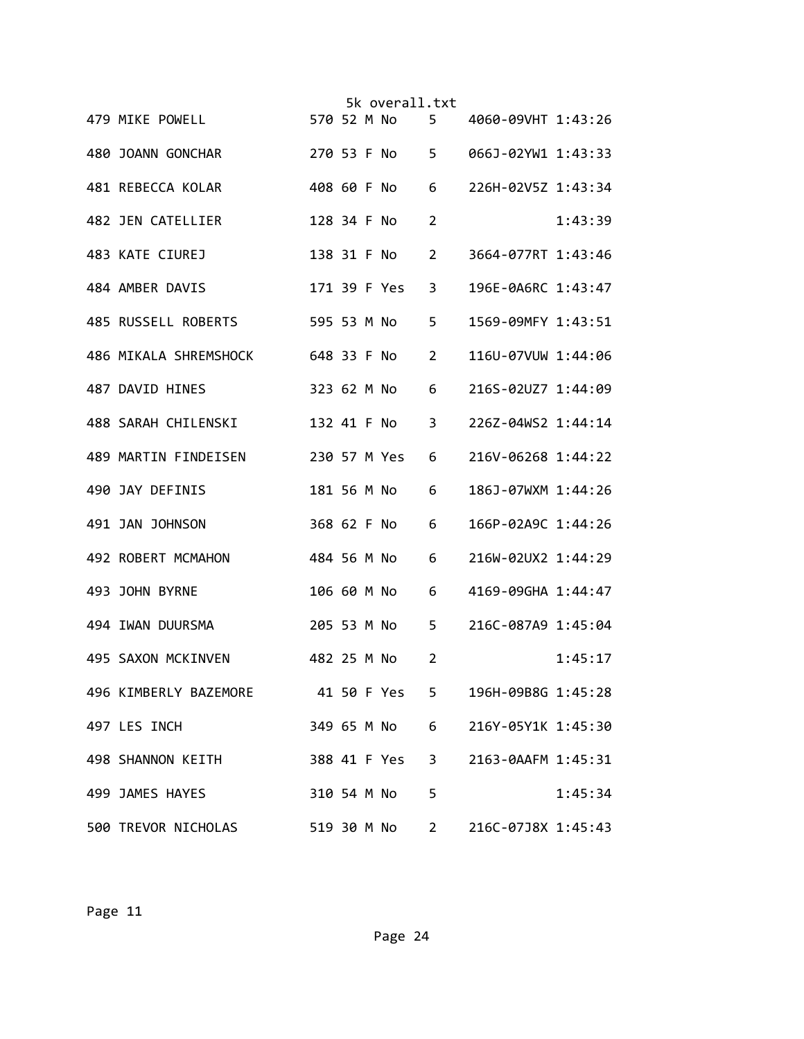| | | | | | | | | |
|---|---|---|---|---|---|---|---|---|
| 479 | MIKE POWELL | 570 | 52 | M | No | 5 | 4060-09VHT | 1:43:26 |
| 480 | JOANN GONCHAR | 270 | 53 | F | No | 5 | 066J-02YW1 | 1:43:33 |
| 481 | REBECCA KOLAR | 408 | 60 | F | No | 6 | 226H-02V5Z | 1:43:34 |
| 482 | JEN CATELLIER | 128 | 34 | F | No | 2 | | 1:43:39 |
| 483 | KATE CIUREJ | 138 | 31 | F | No | 2 | 3664-077RT | 1:43:46 |
| 484 | AMBER DAVIS | 171 | 39 | F | Yes | 3 | 196E-0A6RC | 1:43:47 |
| 485 | RUSSELL ROBERTS | 595 | 53 | M | No | 5 | 1569-09MFY | 1:43:51 |
| 486 | MIKALA SHREMSHOCK | 648 | 33 | F | No | 2 | 116U-07VUW | 1:44:06 |
| 487 | DAVID HINES | 323 | 62 | M | No | 6 | 216S-02UZ7 | 1:44:09 |
| 488 | SARAH CHILENSKI | 132 | 41 | F | No | 3 | 226Z-04WS2 | 1:44:14 |
| 489 | MARTIN FINDEISEN | 230 | 57 | M | Yes | 6 | 216V-06268 | 1:44:22 |
| 490 | JAY DEFINIS | 181 | 56 | M | No | 6 | 186J-07WXM | 1:44:26 |
| 491 | JAN JOHNSON | 368 | 62 | F | No | 6 | 166P-02A9C | 1:44:26 |
| 492 | ROBERT MCMAHON | 484 | 56 | M | No | 6 | 216W-02UX2 | 1:44:29 |
| 493 | JOHN BYRNE | 106 | 60 | M | No | 6 | 4169-09GHA | 1:44:47 |
| 494 | IWAN DUURSMA | 205 | 53 | M | No | 5 | 216C-087A9 | 1:45:04 |
| 495 | SAXON MCKINVEN | 482 | 25 | M | No | 2 | | 1:45:17 |
| 496 | KIMBERLY BAZEMORE | 41 | 50 | F | Yes | 5 | 196H-09B8G | 1:45:28 |
| 497 | LES INCH | 349 | 65 | M | No | 6 | 216Y-05Y1K | 1:45:30 |
| 498 | SHANNON KEITH | 388 | 41 | F | Yes | 3 | 2163-0AAFM | 1:45:31 |
| 499 | JAMES HAYES | 310 | 54 | M | No | 5 | | 1:45:34 |
| 500 | TREVOR NICHOLAS | 519 | 30 | M | No | 2 | 216C-07J8X | 1:45:43 |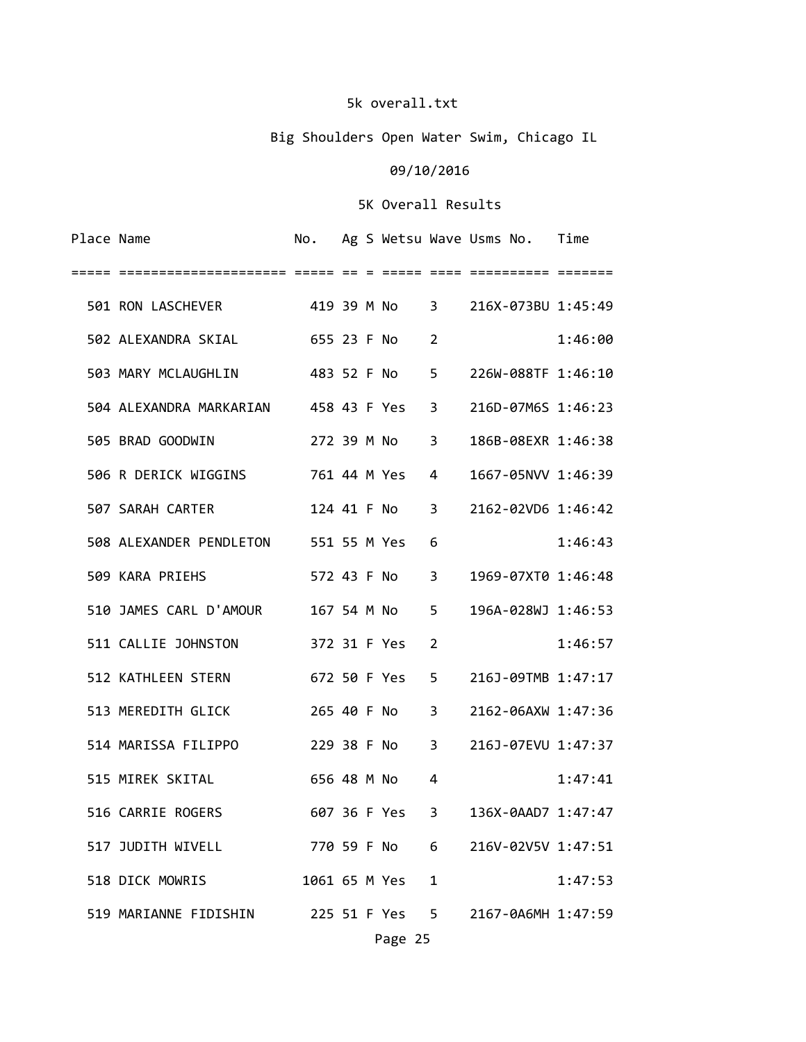5k overall.txt

Big Shoulders Open Water Swim, Chicago IL

09/10/2016

5K Overall Results

| Place | Name | No. | Ag | S | Wetsu | Wave | Usms No. | Time |
|---|---|---|---|---|---|---|---|---|
| 501 | RON LASCHEVER | 419 | 39 | M | No | 3 | 216X-073BU | 1:45:49 |
| 502 | ALEXANDRA SKIAL | 655 | 23 | F | No | 2 | | 1:46:00 |
| 503 | MARY MCLAUGHLIN | 483 | 52 | F | No | 5 | 226W-088TF | 1:46:10 |
| 504 | ALEXANDRA MARKARIAN | 458 | 43 | F | Yes | 3 | 216D-07M6S | 1:46:23 |
| 505 | BRAD GOODWIN | 272 | 39 | M | No | 3 | 186B-08EXR | 1:46:38 |
| 506 | R DERICK WIGGINS | 761 | 44 | M | Yes | 4 | 1667-05NVV | 1:46:39 |
| 507 | SARAH CARTER | 124 | 41 | F | No | 3 | 2162-02VD6 | 1:46:42 |
| 508 | ALEXANDER PENDLETON | 551 | 55 | M | Yes | 6 | | 1:46:43 |
| 509 | KARA PRIEHS | 572 | 43 | F | No | 3 | 1969-07XT0 | 1:46:48 |
| 510 | JAMES CARL D'AMOUR | 167 | 54 | M | No | 5 | 196A-028WJ | 1:46:53 |
| 511 | CALLIE JOHNSTON | 372 | 31 | F | Yes | 2 | | 1:46:57 |
| 512 | KATHLEEN STERN | 672 | 50 | F | Yes | 5 | 216J-09TMB | 1:47:17 |
| 513 | MEREDITH GLICK | 265 | 40 | F | No | 3 | 2162-06AXW | 1:47:36 |
| 514 | MARISSA FILIPPO | 229 | 38 | F | No | 3 | 216J-07EVU | 1:47:37 |
| 515 | MIREK SKITAL | 656 | 48 | M | No | 4 | | 1:47:41 |
| 516 | CARRIE ROGERS | 607 | 36 | F | Yes | 3 | 136X-0AAD7 | 1:47:47 |
| 517 | JUDITH WIVELL | 770 | 59 | F | No | 6 | 216V-02V5V | 1:47:51 |
| 518 | DICK MOWRIS | 1061 | 65 | M | Yes | 1 | | 1:47:53 |
| 519 | MARIANNE FIDISHIN | 225 | 51 | F | Yes | 5 | 2167-0A6MH | 1:47:59 |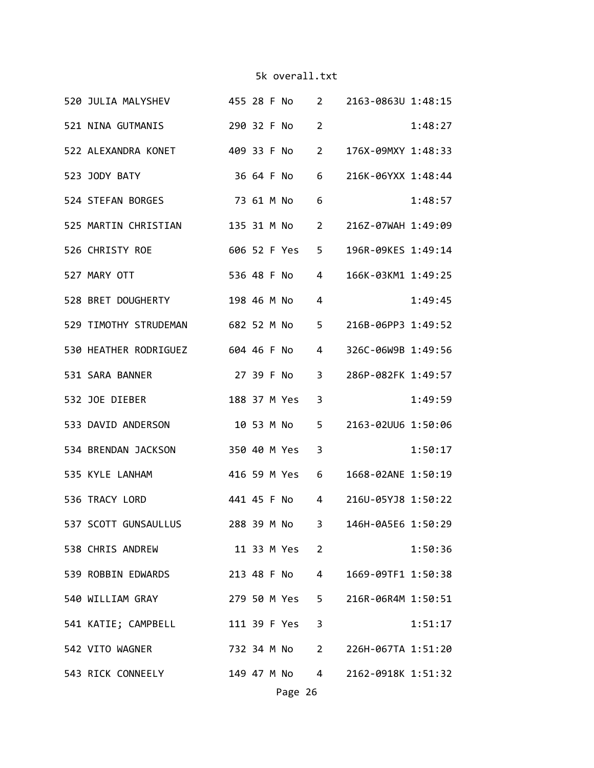| Place | Name | Bib | Age | Sex | Member | Div | ID | Time |
|---|---|---|---|---|---|---|---|---|
| 520 | JULIA MALYSHEV | 455 | 28 | F | No | 2 | 2163-0863U | 1:48:15 |
| 521 | NINA GUTMANIS | 290 | 32 | F | No | 2 | | 1:48:27 |
| 522 | ALEXANDRA KONET | 409 | 33 | F | No | 2 | 176X-09MXY | 1:48:33 |
| 523 | JODY BATY | 36 | 64 | F | No | 6 | 216K-06YXX | 1:48:44 |
| 524 | STEFAN BORGES | 73 | 61 | M | No | 6 | | 1:48:57 |
| 525 | MARTIN CHRISTIAN | 135 | 31 | M | No | 2 | 216Z-07WAH | 1:49:09 |
| 526 | CHRISTY ROE | 606 | 52 | F | Yes | 5 | 196R-09KES | 1:49:14 |
| 527 | MARY OTT | 536 | 48 | F | No | 4 | 166K-03KM1 | 1:49:25 |
| 528 | BRET DOUGHERTY | 198 | 46 | M | No | 4 | | 1:49:45 |
| 529 | TIMOTHY STRUDEMAN | 682 | 52 | M | No | 5 | 216B-06PP3 | 1:49:52 |
| 530 | HEATHER RODRIGUEZ | 604 | 46 | F | No | 4 | 326C-06W9B | 1:49:56 |
| 531 | SARA BANNER | 27 | 39 | F | No | 3 | 286P-082FK | 1:49:57 |
| 532 | JOE DIEBER | 188 | 37 | M | Yes | 3 | | 1:49:59 |
| 533 | DAVID ANDERSON | 10 | 53 | M | No | 5 | 2163-02UU6 | 1:50:06 |
| 534 | BRENDAN JACKSON | 350 | 40 | M | Yes | 3 | | 1:50:17 |
| 535 | KYLE LANHAM | 416 | 59 | M | Yes | 6 | 1668-02ANE | 1:50:19 |
| 536 | TRACY LORD | 441 | 45 | F | No | 4 | 216U-05YJ8 | 1:50:22 |
| 537 | SCOTT GUNSAULLUS | 288 | 39 | M | No | 3 | 146H-0A5E6 | 1:50:29 |
| 538 | CHRIS ANDREW | 11 | 33 | M | Yes | 2 | | 1:50:36 |
| 539 | ROBBIN EDWARDS | 213 | 48 | F | No | 4 | 1669-09TF1 | 1:50:38 |
| 540 | WILLIAM GRAY | 279 | 50 | M | Yes | 5 | 216R-06R4M | 1:50:51 |
| 541 | KATIE; CAMPBELL | 111 | 39 | F | Yes | 3 | | 1:51:17 |
| 542 | VITO WAGNER | 732 | 34 | M | No | 2 | 226H-067TA | 1:51:20 |
| 543 | RICK CONNEELY | 149 | 47 | M | No | 4 | 2162-0918K | 1:51:32 |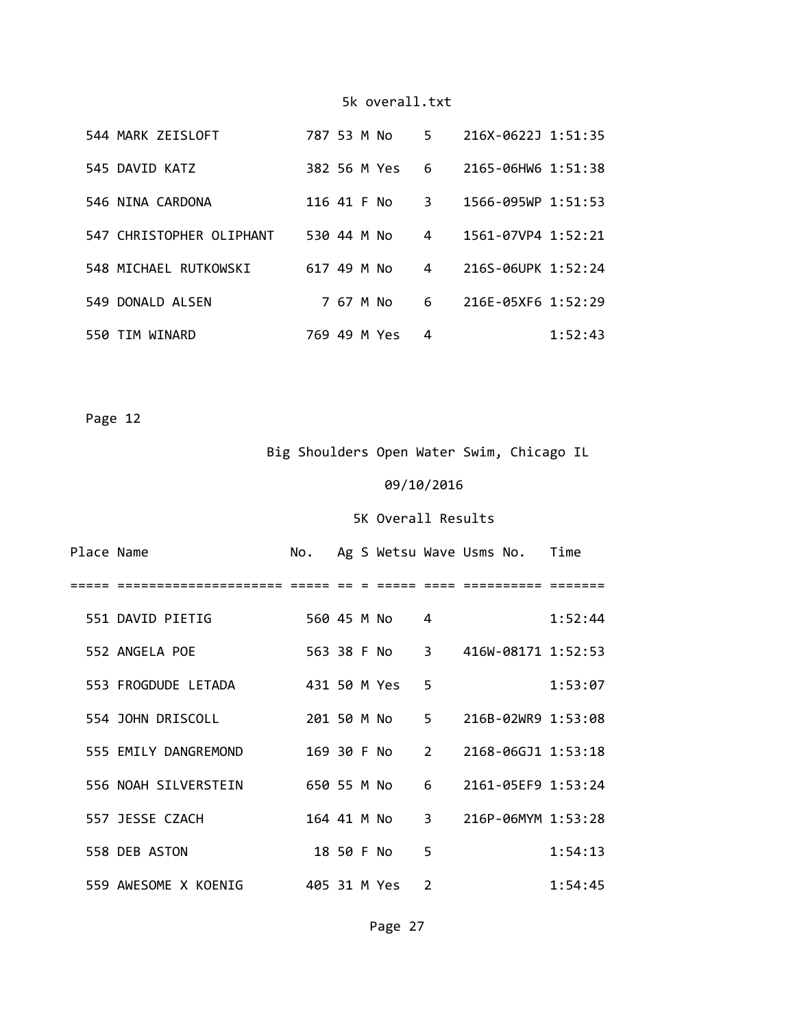| Place | Name | No. | Ag | S | Wetsu | Wave | Usms No. | Time |
|---|---|---|---|---|---|---|---|---|
| 544 | MARK ZEISLOFT | 787 | 53 | M | No | 5 | 216X-0622J | 1:51:35 |
| 545 | DAVID KATZ | 382 | 56 | M | Yes | 6 | 2165-06HW6 | 1:51:38 |
| 546 | NINA CARDONA | 116 | 41 | F | No | 3 | 1566-095WP | 1:51:53 |
| 547 | CHRISTOPHER OLIPHANT | 530 | 44 | M | No | 4 | 1561-07VP4 | 1:52:21 |
| 548 | MICHAEL RUTKOWSKI | 617 | 49 | M | No | 4 | 216S-06UPK | 1:52:24 |
| 549 | DONALD ALSEN | 7 | 67 | M | No | 6 | 216E-05XF6 | 1:52:29 |
| 550 | TIM WINARD | 769 | 49 | M | Yes | 4 | | 1:52:43 |

Page 12

Big Shoulders Open Water Swim, Chicago IL

09/10/2016

5K Overall Results

| Place | Name | No. | Ag | S | Wetsu | Wave | Usms No. | Time |
|---|---|---|---|---|---|---|---|---|
| 551 | DAVID PIETIG | 560 | 45 | M | No | 4 | | 1:52:44 |
| 552 | ANGELA POE | 563 | 38 | F | No | 3 | 416W-08171 | 1:52:53 |
| 553 | FROGDUDE LETADA | 431 | 50 | M | Yes | 5 | | 1:53:07 |
| 554 | JOHN DRISCOLL | 201 | 50 | M | No | 5 | 216B-02WR9 | 1:53:08 |
| 555 | EMILY DANGREMOND | 169 | 30 | F | No | 2 | 2168-06GJ1 | 1:53:18 |
| 556 | NOAH SILVERSTEIN | 650 | 55 | M | No | 6 | 2161-05EF9 | 1:53:24 |
| 557 | JESSE CZACH | 164 | 41 | M | No | 3 | 216P-06MYM | 1:53:28 |
| 558 | DEB ASTON | 18 | 50 | F | No | 5 | | 1:54:13 |
| 559 | AWESOME X KOENIG | 405 | 31 | M | Yes | 2 | | 1:54:45 |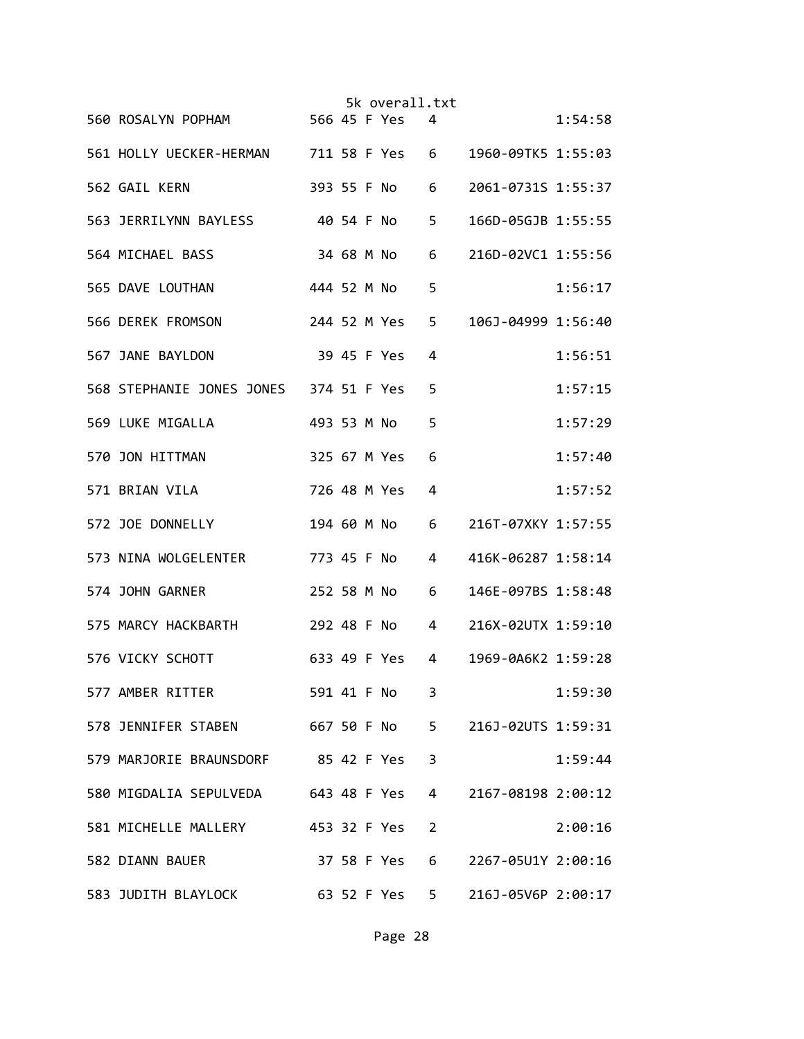| Place | Name | Bib | Age | Sex | Member | Div | ID | Time |
|---|---|---|---|---|---|---|---|---|
| 560 | ROSALYN POPHAM | 566 | 45 | F | Yes | 4 | | 1:54:58 |
| 561 | HOLLY UECKER-HERMAN | 711 | 58 | F | Yes | 6 | 1960-09TK5 | 1:55:03 |
| 562 | GAIL KERN | 393 | 55 | F | No | 6 | 2061-0731S | 1:55:37 |
| 563 | JERRILYNN BAYLESS | 40 | 54 | F | No | 5 | 166D-05GJB | 1:55:55 |
| 564 | MICHAEL BASS | 34 | 68 | M | No | 6 | 216D-02VC1 | 1:55:56 |
| 565 | DAVE LOUTHAN | 444 | 52 | M | No | 5 | | 1:56:17 |
| 566 | DEREK FROMSON | 244 | 52 | M | Yes | 5 | 106J-04999 | 1:56:40 |
| 567 | JANE BAYLDON | 39 | 45 | F | Yes | 4 | | 1:56:51 |
| 568 | STEPHANIE JONES JONES | 374 | 51 | F | Yes | 5 | | 1:57:15 |
| 569 | LUKE MIGALLA | 493 | 53 | M | No | 5 | | 1:57:29 |
| 570 | JON HITTMAN | 325 | 67 | M | Yes | 6 | | 1:57:40 |
| 571 | BRIAN VILA | 726 | 48 | M | Yes | 4 | | 1:57:52 |
| 572 | JOE DONNELLY | 194 | 60 | M | No | 6 | 216T-07XKY | 1:57:55 |
| 573 | NINA WOLGELENTER | 773 | 45 | F | No | 4 | 416K-06287 | 1:58:14 |
| 574 | JOHN GARNER | 252 | 58 | M | No | 6 | 146E-097BS | 1:58:48 |
| 575 | MARCY HACKBARTH | 292 | 48 | F | No | 4 | 216X-02UTX | 1:59:10 |
| 576 | VICKY SCHOTT | 633 | 49 | F | Yes | 4 | 1969-0A6K2 | 1:59:28 |
| 577 | AMBER RITTER | 591 | 41 | F | No | 3 | | 1:59:30 |
| 578 | JENNIFER STABEN | 667 | 50 | F | No | 5 | 216J-02UTS | 1:59:31 |
| 579 | MARJORIE BRAUNSDORF | 85 | 42 | F | Yes | 3 | | 1:59:44 |
| 580 | MIGDALIA SEPULVEDA | 643 | 48 | F | Yes | 4 | 2167-08198 | 2:00:12 |
| 581 | MICHELLE MALLERY | 453 | 32 | F | Yes | 2 | | 2:00:16 |
| 582 | DIANN BAUER | 37 | 58 | F | Yes | 6 | 2267-05U1Y | 2:00:16 |
| 583 | JUDITH BLAYLOCK | 63 | 52 | F | Yes | 5 | 216J-05V6P | 2:00:17 |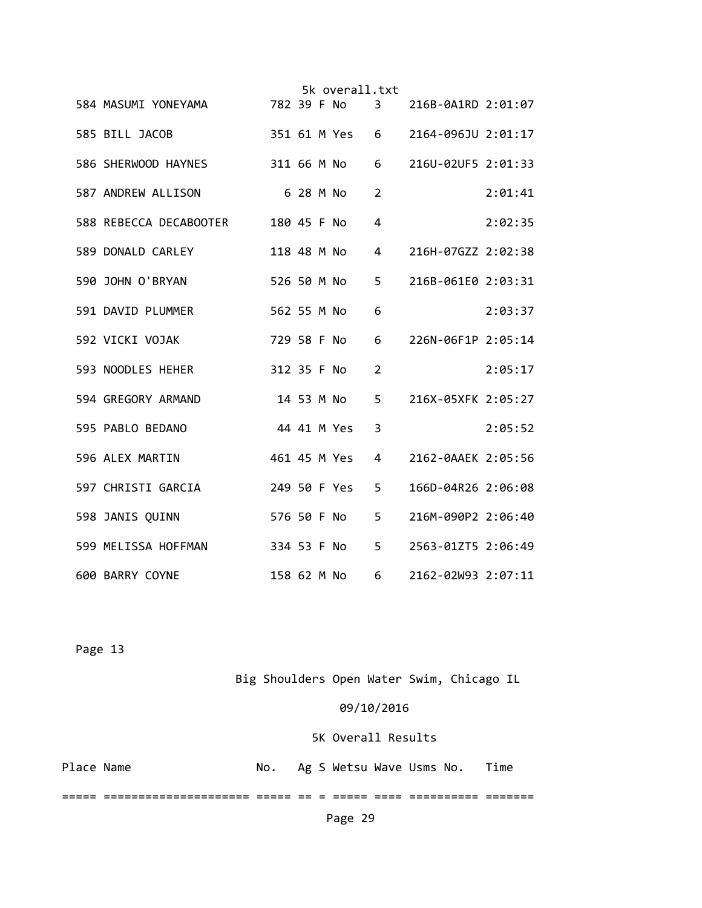| Place | Name | No. | Ag | S | Wetsu | Wave | Usms No. | Time |
|---|---|---|---|---|---|---|---|---|
| 584 | MASUMI YONEYAMA | 782 | 39 | F | No | 3 | 216B-0A1RD | 2:01:07 |
| 585 | BILL JACOB | 351 | 61 | M | Yes | 6 | 2164-096JU | 2:01:17 |
| 586 | SHERWOOD HAYNES | 311 | 66 | M | No | 6 | 216U-02UF5 | 2:01:33 |
| 587 | ANDREW ALLISON | 6 | 28 | M | No | 2 | | 2:01:41 |
| 588 | REBECCA DECABOOTER | 180 | 45 | F | No | 4 | | 2:02:35 |
| 589 | DONALD CARLEY | 118 | 48 | M | No | 4 | 216H-07GZZ | 2:02:38 |
| 590 | JOHN O'BRYAN | 526 | 50 | M | No | 5 | 216B-061E0 | 2:03:31 |
| 591 | DAVID PLUMMER | 562 | 55 | M | No | 6 | | 2:03:37 |
| 592 | VICKI VOJAK | 729 | 58 | F | No | 6 | 226N-06F1P | 2:05:14 |
| 593 | NOODLES HEHER | 312 | 35 | F | No | 2 | | 2:05:17 |
| 594 | GREGORY ARMAND | 14 | 53 | M | No | 5 | 216X-05XFK | 2:05:27 |
| 595 | PABLO BEDANO | 44 | 41 | M | Yes | 3 | | 2:05:52 |
| 596 | ALEX MARTIN | 461 | 45 | M | Yes | 4 | 2162-0AAEK | 2:05:56 |
| 597 | CHRISTI GARCIA | 249 | 50 | F | Yes | 5 | 166D-04R26 | 2:06:08 |
| 598 | JANIS QUINN | 576 | 50 | F | No | 5 | 216M-090P2 | 2:06:40 |
| 599 | MELISSA HOFFMAN | 334 | 53 | F | No | 5 | 2563-01ZT5 | 2:06:49 |
| 600 | BARRY COYNE | 158 | 62 | M | No | 6 | 2162-02W93 | 2:07:11 |

Page 13

Big Shoulders Open Water Swim, Chicago IL

09/10/2016

5K Overall Results

| Place | Name | No. | Ag | S | Wetsu | Wave | Usms No. | Time |
|---|---|---|---|---|---|---|---|---|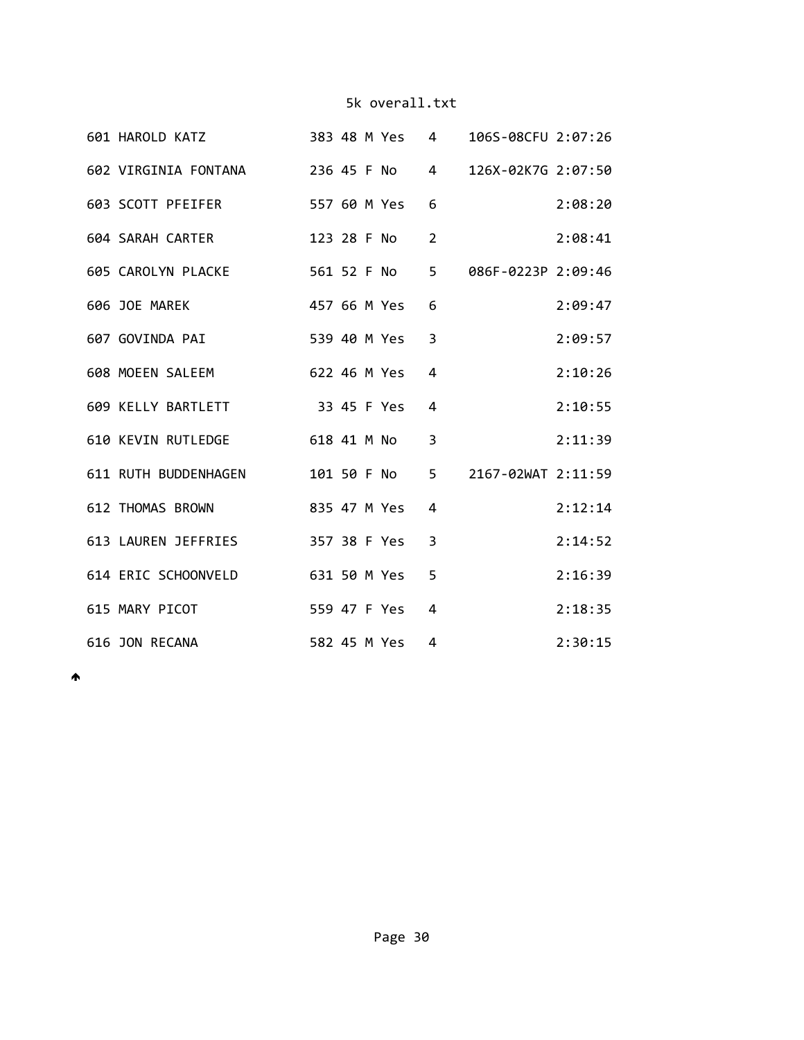| | | | | | | | | |
|---|---|---|---|---|---|---|---|---|
| 601 | HAROLD KATZ | 383 | 48 | M | Yes | 4 | 106S-08CFU | 2:07:26 |
| 602 | VIRGINIA FONTANA | 236 | 45 | F | No | 4 | 126X-02K7G | 2:07:50 |
| 603 | SCOTT PFEIFER | 557 | 60 | M | Yes | 6 | | 2:08:20 |
| 604 | SARAH CARTER | 123 | 28 | F | No | 2 | | 2:08:41 |
| 605 | CAROLYN PLACKE | 561 | 52 | F | No | 5 | 086F-0223P | 2:09:46 |
| 606 | JOE MAREK | 457 | 66 | M | Yes | 6 | | 2:09:47 |
| 607 | GOVINDA PAI | 539 | 40 | M | Yes | 3 | | 2:09:57 |
| 608 | MOEEN SALEEM | 622 | 46 | M | Yes | 4 | | 2:10:26 |
| 609 | KELLY BARTLETT | 33 | 45 | F | Yes | 4 | | 2:10:55 |
| 610 | KEVIN RUTLEDGE | 618 | 41 | M | No | 3 | | 2:11:39 |
| 611 | RUTH BUDDENHAGEN | 101 | 50 | F | No | 5 | 2167-02WAT | 2:11:59 |
| 612 | THOMAS BROWN | 835 | 47 | M | Yes | 4 | | 2:12:14 |
| 613 | LAUREN JEFFRIES | 357 | 38 | F | Yes | 3 | | 2:14:52 |
| 614 | ERIC SCHOONVELD | 631 | 50 | M | Yes | 5 | | 2:16:39 |
| 615 | MARY PICOT | 559 | 47 | F | Yes | 4 | | 2:18:35 |
| 616 | JON RECANA | 582 | 45 | M | Yes | 4 | | 2:30:15 |